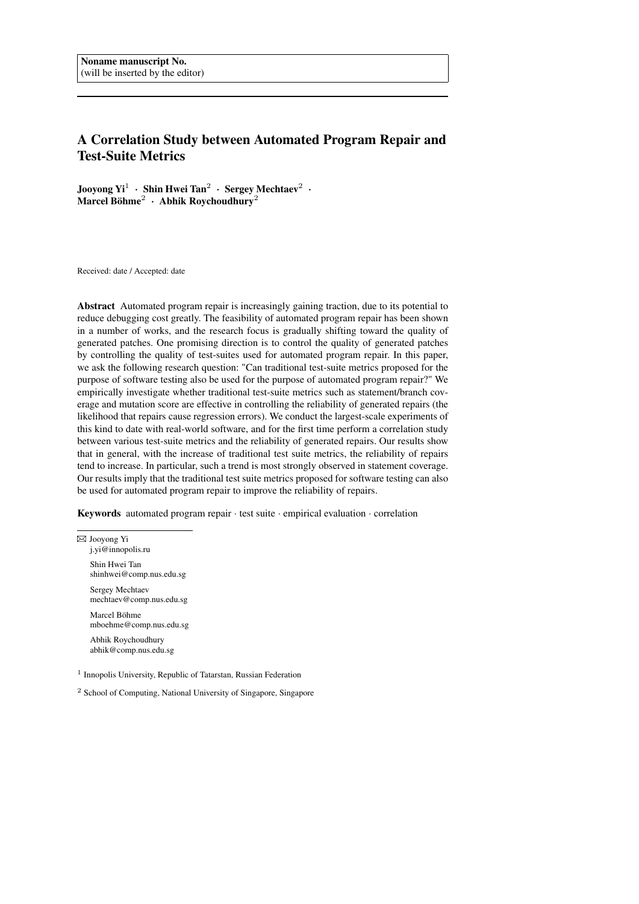Noname manuscript No.
(will be inserted by the editor)

# A Correlation Study between Automated Program Repair and Test-Suite Metrics

**Jooyong Yi[1] · Shin Hwei Tan[2] · Sergey Mechtaev[2] · Marcel Böhme[2] · Abhik Roychoudhury[2]**

Received: date / Accepted: date

**Abstract** Automated program repair is increasingly gaining traction, due to its potential to reduce debugging cost greatly. The feasibility of automated program repair has been shown in a number of works, and the research focus is gradually shifting toward the quality of generated patches. One promising direction is to control the quality of generated patches by controlling the quality of test-suites used for automated program repair. In this paper, we ask the following research question: "Can traditional test-suite metrics proposed for the purpose of software testing also be used for the purpose of automated program repair?" We empirically investigate whether traditional test-suite metrics such as statement/branch coverage and mutation score are effective in controlling the reliability of generated repairs (the likelihood that repairs cause regression errors). We conduct the largest-scale experiments of this kind to date with real-world software, and for the first time perform a correlation study between various test-suite metrics and the reliability of generated repairs. Our results show that in general, with the increase of traditional test suite metrics, the reliability of repairs tend to increase. In particular, such a trend is most strongly observed in statement coverage. Our results imply that the traditional test suite metrics proposed for software testing can also be used for automated program repair to improve the reliability of repairs.

**Keywords** automated program repair · test suite · empirical evaluation · correlation

✉ Jooyong Yi
j.yi@innopolis.ru

Shin Hwei Tan
shinhwei@comp.nus.edu.sg

Sergey Mechtaev
mechtaev@comp.nus.edu.sg

Marcel Böhme
mboehme@comp.nus.edu.sg

Abhik Roychoudhury
abhik@comp.nus.edu.sg

[1] Innopolis University, Republic of Tatarstan, Russian Federation

[2] School of Computing, National University of Singapore, Singapore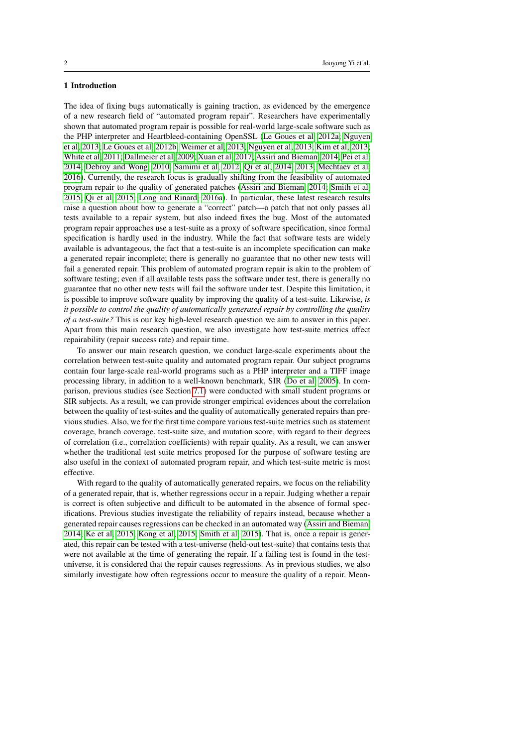## 1 Introduction

The idea of fixing bugs automatically is gaining traction, as evidenced by the emergence of a new research field of "automated program repair". Researchers have experimentally shown that automated program repair is possible for real-world large-scale software such as the PHP interpreter and Heartbleed-containing OpenSSL (Le Goues et al, 2012a; Nguyen et al, 2013; Le Goues et al, 2012b; Weimer et al, 2013; Nguyen et al, 2013; Kim et al, 2013; White et al, 2011; Dallmeier et al, 2009; Xuan et al, 2017; Assiri and Bieman, 2014; Pei et al, 2014; Debroy and Wong, 2010; Sammi et al, 2012; Qi et al, 2014, 2013; Mechtaev et al, 2016). Currently, the research focus is gradually shifting from the feasibility of automated program repair to the quality of generated patches (Assiri and Bieman, 2014; Smith et al, 2015; Qi et al, 2015; Long and Rinard, 2016a). In particular, these latest research results raise a question about how to generate a "correct" patch—a patch that not only passes all tests available to a repair system, but also indeed fixes the bug. Most of the automated program repair approaches use a test-suite as a proxy of software specification, since formal specification is hardly used in the industry. While the fact that software tests are widely available is advantageous, the fact that a test-suite is an incomplete specification can make a generated repair incomplete; there is generally no guarantee that no other new tests will fail a generated repair. This problem of automated program repair is akin to the problem of software testing; even if all available tests pass the software under test, there is generally no guarantee that no other new tests will fail the software under test. Despite this limitation, it is possible to improve software quality by improving the quality of a test-suite. Likewise, *is it possible to control the quality of automatically generated repair by controlling the quality of a test-suite?* This is our key high-level research question we aim to answer in this paper. Apart from this main research question, we also investigate how test-suite metrics affect repairability (repair success rate) and repair time.

To answer our main research question, we conduct large-scale experiments about the correlation between test-suite quality and automated program repair. Our subject programs contain four large-scale real-world programs such as a PHP interpreter and a TIFF image processing library, in addition to a well-known benchmark, SIR (Do et al, 2005). In comparison, previous studies (see Section 7.1) were conducted with small student programs or SIR subjects. As a result, we can provide stronger empirical evidences about the correlation between the quality of test-suites and the quality of automatically generated repairs than previous studies. Also, we for the first time compare various test-suite metrics such as statement coverage, branch coverage, test-suite size, and mutation score, with regard to their degrees of correlation (i.e., correlation coefficients) with repair quality. As a result, we can answer whether the traditional test suite metrics proposed for the purpose of software testing are also useful in the context of automated program repair, and which test-suite metric is most effective.

With regard to the quality of automatically generated repairs, we focus on the reliability of a generated repair, that is, whether regressions occur in a repair. Judging whether a repair is correct is often subjective and difficult to be automated in the absence of formal specifications. Previous studies investigate the reliability of repairs instead, because whether a generated repair causes regressions can be checked in an automated way (Assiri and Bieman, 2014; Ke et al, 2015; Kong et al, 2015; Smith et al, 2015). That is, once a repair is generated, this repair can be tested with a test-universe (held-out test-suite) that contains tests that were not available at the time of generating the repair. If a failing test is found in the test-universe, it is considered that the repair causes regressions. As in previous studies, we also similarly investigate how often regressions occur to measure the quality of a repair. Mean-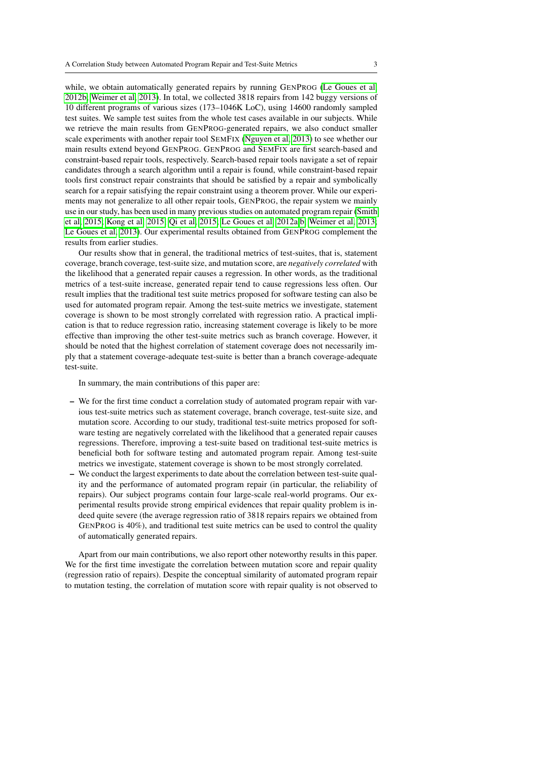while, we obtain automatically generated repairs by running GenProg (Le Goues et al. 2012b; Weimer et al. 2013). In total, we collected 3818 repairs from 142 buggy versions of 10 different programs of various sizes (173–1046K LoC), using 14600 randomly sampled test suites. We sample test suites from the whole test cases available in our subjects. While we retrieve the main results from GenProg-generated repairs, we also conduct smaller scale experiments with another repair tool SemFix (Nguyen et al. 2013) to see whether our main results extend beyond GenProg. GenProg and SemFix are first search-based and constraint-based repair tools, respectively. Search-based repair tools navigate a set of repair candidates through a search algorithm until a repair is found, while constraint-based repair tools first construct repair constraints that should be satisfied by a repair and symbolically search for a repair satisfying the repair constraint using a theorem prover. While our experiments may not generalize to all other repair tools, GenProg, the repair system we mainly use in our study, has been used in many previous studies on automated program repair (Smith et al. 2015; Kong et al. 2015; Qi et al. 2015; Le Goues et al. 2012a,b; Weimer et al. 2013; Le Goues et al. 2013). Our experimental results obtained from GenProg complement the results from earlier studies.

Our results show that in general, the traditional metrics of test-suites, that is, statement coverage, branch coverage, test-suite size, and mutation score, are *negatively correlated* with the likelihood that a generated repair causes a regression. In other words, as the traditional metrics of a test-suite increase, generated repair tend to cause regressions less often. Our result implies that the traditional test suite metrics proposed for software testing can also be used for automated program repair. Among the test-suite metrics we investigate, statement coverage is shown to be most strongly correlated with regression ratio. A practical implication is that to reduce regression ratio, increasing statement coverage is likely to be more effective than improving the other test-suite metrics such as branch coverage. However, it should be noted that the highest correlation of statement coverage does not necessarily imply that a statement coverage-adequate test-suite is better than a branch coverage-adequate test-suite.

In summary, the main contributions of this paper are:

- We for the first time conduct a correlation study of automated program repair with various test-suite metrics such as statement coverage, branch coverage, test-suite size, and mutation score. According to our study, traditional test-suite metrics proposed for software testing are negatively correlated with the likelihood that a generated repair causes regressions. Therefore, improving a test-suite based on traditional test-suite metrics is beneficial both for software testing and automated program repair. Among test-suite metrics we investigate, statement coverage is shown to be most strongly correlated.
- We conduct the largest experiments to date about the correlation between test-suite quality and the performance of automated program repair (in particular, the reliability of repairs). Our subject programs contain four large-scale real-world programs. Our experimental results provide strong empirical evidences that repair quality problem is indeed quite severe (the average regression ratio of 3818 repairs repairs we obtained from GenProg is 40%), and traditional test suite metrics can be used to control the quality of automatically generated repairs.

Apart from our main contributions, we also report other noteworthy results in this paper. We for the first time investigate the correlation between mutation score and repair quality (regression ratio of repairs). Despite the conceptual similarity of automated program repair to mutation testing, the correlation of mutation score with repair quality is not observed to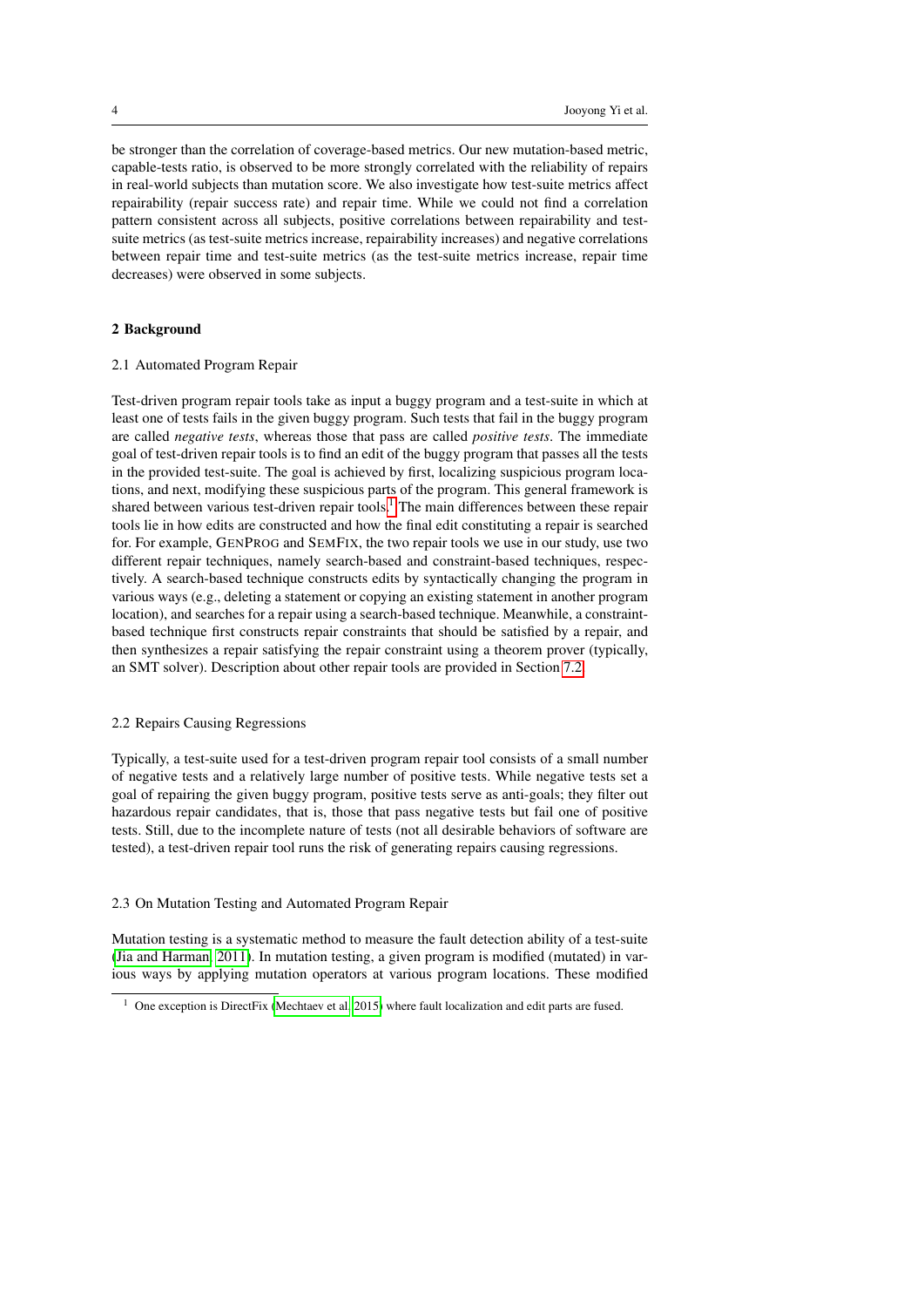be stronger than the correlation of coverage-based metrics. Our new mutation-based metric, capable-tests ratio, is observed to be more strongly correlated with the reliability of repairs in real-world subjects than mutation score. We also investigate how test-suite metrics affect repairability (repair success rate) and repair time. While we could not find a correlation pattern consistent across all subjects, positive correlations between repairability and test-suite metrics (as test-suite metrics increase, repairability increases) and negative correlations between repair time and test-suite metrics (as the test-suite metrics increase, repair time decreases) were observed in some subjects.

## 2 Background

### 2.1 Automated Program Repair

Test-driven program repair tools take as input a buggy program and a test-suite in which at least one of tests fails in the given buggy program. Such tests that fail in the buggy program are called *negative tests*, whereas those that pass are called *positive tests*. The immediate goal of test-driven repair tools is to find an edit of the buggy program that passes all the tests in the provided test-suite. The goal is achieved by first, localizing suspicious program locations, and next, modifying these suspicious parts of the program. This general framework is shared between various test-driven repair tools.[1] The main differences between these repair tools lie in how edits are constructed and how the final edit constituting a repair is searched for. For example, GenProg and SemFix, the two repair tools we use in our study, use two different repair techniques, namely search-based and constraint-based techniques, respectively. A search-based technique constructs edits by syntactically changing the program in various ways (e.g., deleting a statement or copying an existing statement in another program location), and searches for a repair using a search-based technique. Meanwhile, a constraint-based technique first constructs repair constraints that should be satisfied by a repair, and then synthesizes a repair satisfying the repair constraint using a theorem prover (typically, an SMT solver). Description about other repair tools are provided in Section 7.2.

### 2.2 Repairs Causing Regressions

Typically, a test-suite used for a test-driven program repair tool consists of a small number of negative tests and a relatively large number of positive tests. While negative tests set a goal of repairing the given buggy program, positive tests serve as anti-goals; they filter out hazardous repair candidates, that is, those that pass negative tests but fail one of positive tests. Still, due to the incomplete nature of tests (not all desirable behaviors of software are tested), a test-driven repair tool runs the risk of generating repairs causing regressions.

### 2.3 On Mutation Testing and Automated Program Repair

Mutation testing is a systematic method to measure the fault detection ability of a test-suite (Jia and Harman, 2011). In mutation testing, a given program is modified (mutated) in various ways by applying mutation operators at various program locations. These modified

[1] One exception is DirectFix (Mechtaev et al, 2015) where fault localization and edit parts are fused.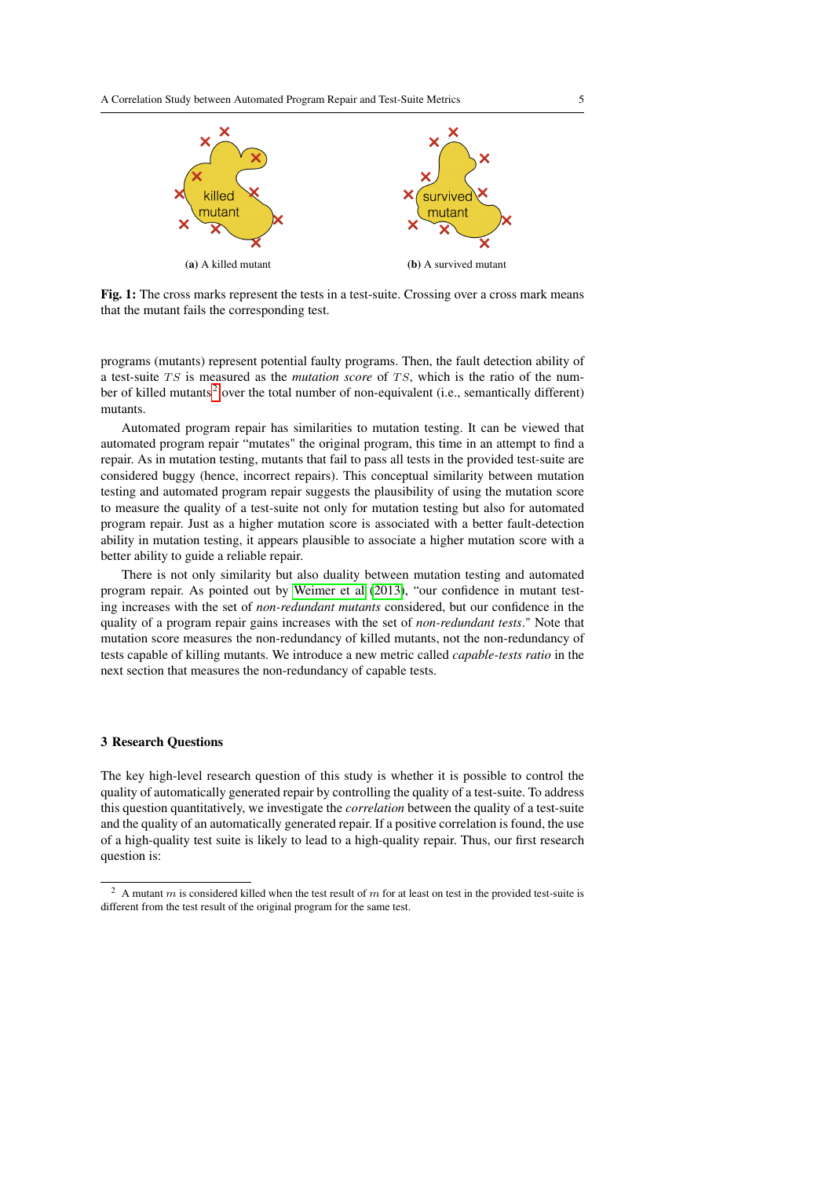killed
mutant

(a) A killed mutant

survived
mutant

(b) A survived mutant

**Fig. 1:** The cross marks represent the tests in a test-suite. Crossing over a cross mark means that the mutant fails the corresponding test.

programs (mutants) represent potential faulty programs. Then, the fault detection ability of a test-suite $TS$ is measured as the *mutation score* of $TS$, which is the ratio of the number of killed mutants[2] over the total number of non-equivalent (i.e., semantically different) mutants.

Automated program repair has similarities to mutation testing. It can be viewed that automated program repair "mutates" the original program, this time in an attempt to find a repair. As in mutation testing, mutants that fail to pass all tests in the provided test-suite are considered buggy (hence, incorrect repairs). This conceptual similarity between mutation testing and automated program repair suggests the plausibility of using the mutation score to measure the quality of a test-suite not only for mutation testing but also for automated program repair. Just as a higher mutation score is associated with a better fault-detection ability in mutation testing, it appears plausible to associate a higher mutation score with a better ability to guide a reliable repair.

There is not only similarity but also duality between mutation testing and automated program repair. As pointed out by Weimer et al (2013), "our confidence in mutant testing increases with the set of *non-redundant mutants* considered, but our confidence in the quality of a program repair gains increases with the set of *non-redundant tests*." Note that mutation score measures the non-redundancy of killed mutants, not the non-redundancy of tests capable of killing mutants. We introduce a new metric called *capable-tests ratio* in the next section that measures the non-redundancy of capable tests.

## 3 Research Questions

The key high-level research question of this study is whether it is possible to control the quality of automatically generated repair by controlling the quality of a test-suite. To address this question quantitatively, we investigate the *correlation* between the quality of a test-suite and the quality of an automatically generated repair. If a positive correlation is found, the use of a high-quality test suite is likely to lead to a high-quality repair. Thus, our first research question is:

---

[2] A mutant $m$ is considered killed when the test result of $m$ for at least on test in the provided test-suite is different from the test result of the original program for the same test.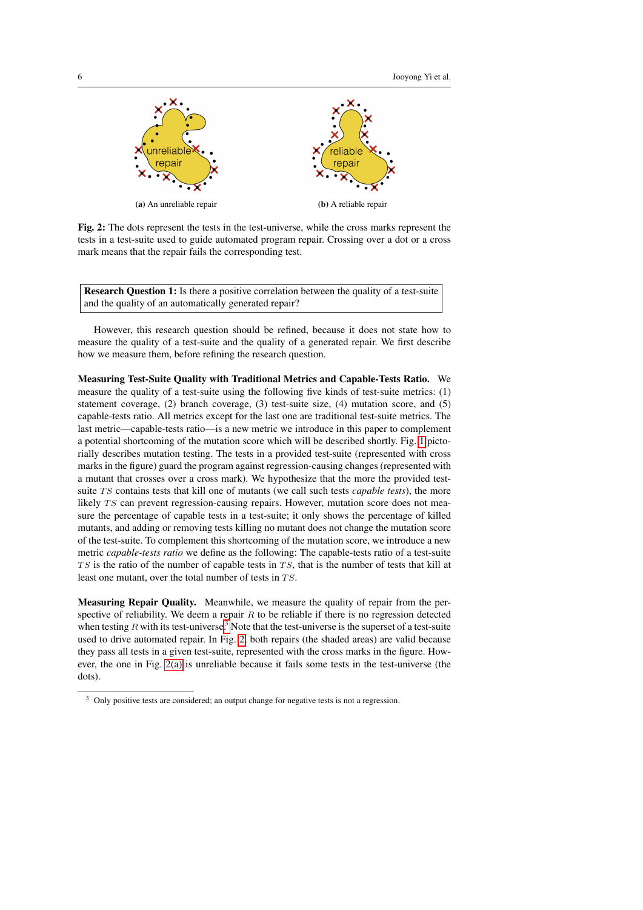(a) An unreliable repair

(b) A reliable repair

**Fig. 2:** The dots represent the tests in the test-universe, while the cross marks represent the tests in a test-suite used to guide automated program repair. Crossing over a dot or a cross mark means that the repair fails the corresponding test.

> **Research Question 1:** Is there a positive correlation between the quality of a test-suite and the quality of an automatically generated repair?

However, this research question should be refined, because it does not state how to measure the quality of a test-suite and the quality of a generated repair. We first describe how we measure them, before refining the research question.

**Measuring Test-Suite Quality with Traditional Metrics and Capable-Tests Ratio.** We measure the quality of a test-suite using the following five kinds of test-suite metrics: (1) statement coverage, (2) branch coverage, (3) test-suite size, (4) mutation score, and (5) capable-tests ratio. All metrics except for the last one are traditional test-suite metrics. The last metric—capable-tests ratio—is a new metric we introduce in this paper to complement a potential shortcoming of the mutation score which will be described shortly. Fig. 1 pictorially describes mutation testing. The tests in a provided test-suite (represented with cross marks in the figure) guard the program against regression-causing changes (represented with a mutant that crosses over a cross mark). We hypothesize that the more the provided test-suite $TS$ contains tests that kill one of mutants (we call such tests *capable tests*), the more likely $TS$ can prevent regression-causing repairs. However, mutation score does not measure the percentage of capable tests in a test-suite; it only shows the percentage of killed mutants, and adding or removing tests killing no mutant does not change the mutation score of the test-suite. To complement this shortcoming of the mutation score, we introduce a new metric *capable-tests ratio* we define as the following: The capable-tests ratio of a test-suite $TS$ is the ratio of the number of capable tests in $TS$, that is the number of tests that kill at least one mutant, over the total number of tests in $TS$.

**Measuring Repair Quality.** Meanwhile, we measure the quality of repair from the perspective of reliability. We deem a repair $R$ to be reliable if there is no regression detected when testing $R$ with its test-universe.[3] Note that the test-universe is the superset of a test-suite used to drive automated repair. In Fig. 2, both repairs (the shaded areas) are valid because they pass all tests in a given test-suite, represented with the cross marks in the figure. However, the one in Fig. 2(a) is unreliable because it fails some tests in the test-universe (the dots).

[3] Only positive tests are considered; an output change for negative tests is not a regression.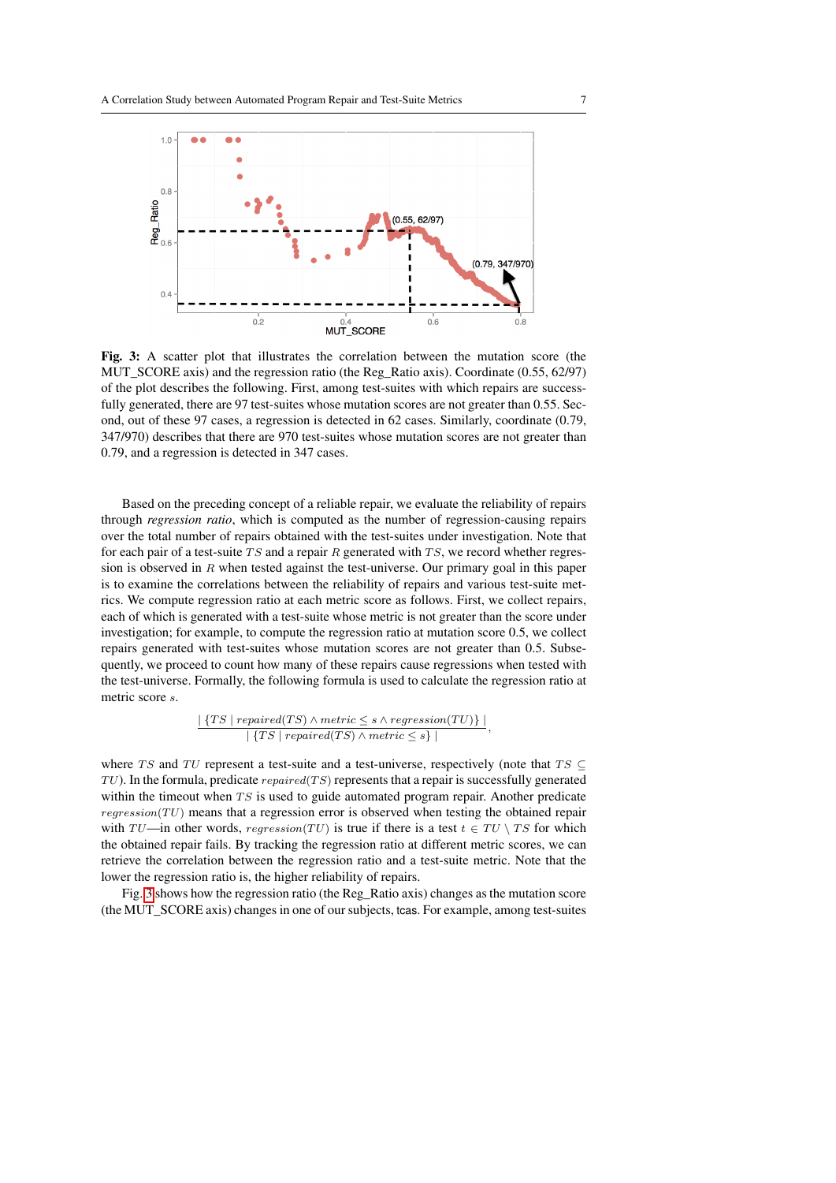**Fig. 3:** A scatter plot that illustrates the correlation between the mutation score (the MUT_SCORE axis) and the regression ratio (the Reg_Ratio axis). Coordinate (0.55, 62/97) of the plot describes the following. First, among test-suites with which repairs are successfully generated, there are 97 test-suites whose mutation scores are not greater than 0.55. Second, out of these 97 cases, a regression is detected in 62 cases. Similarly, coordinate (0.79, 347/970) describes that there are 970 test-suites whose mutation scores are not greater than 0.79, and a regression is detected in 347 cases.

Based on the preceding concept of a reliable repair, we evaluate the reliability of repairs through *regression ratio*, which is computed as the number of regression-causing repairs over the total number of repairs obtained with the test-suites under investigation. Note that for each pair of a test-suite $TS$ and a repair $R$ generated with $TS$, we record whether regression is observed in $R$ when tested against the test-universe. Our primary goal in this paper is to examine the correlations between the reliability of repairs and various test-suite metrics. We compute regression ratio at each metric score as follows. First, we collect repairs, each of which is generated with a test-suite whose metric is not greater than the score under investigation; for example, to compute the regression ratio at mutation score 0.5, we collect repairs generated with test-suites whose mutation scores are not greater than 0.5. Subsequently, we proceed to count how many of these repairs cause regressions when tested with the test-universe. Formally, the following formula is used to calculate the regression ratio at metric score $s$.

$$\frac{|\{TS \mid repaired(TS) \wedge metric \leq s \wedge regression(TU)\}|}{|\{TS \mid repaired(TS) \wedge metric \leq s\}|},$$

where $TS$ and $TU$ represent a test-suite and a test-universe, respectively (note that $TS \subseteq TU$). In the formula, predicate $repaired(TS)$ represents that a repair is successfully generated within the timeout when $TS$ is used to guide automated program repair. Another predicate $regression(TU)$ means that a regression error is observed when testing the obtained repair with $TU$—in other words, $regression(TU)$ is true if there is a test $t \in TU \setminus TS$ for which the obtained repair fails. By tracking the regression ratio at different metric scores, we can retrieve the correlation between the regression ratio and a test-suite metric. Note that the lower the regression ratio is, the higher reliability of repairs.

Fig. 3 shows how the regression ratio (the Reg_Ratio axis) changes as the mutation score (the MUT_SCORE axis) changes in one of our subjects, tcas. For example, among test-suites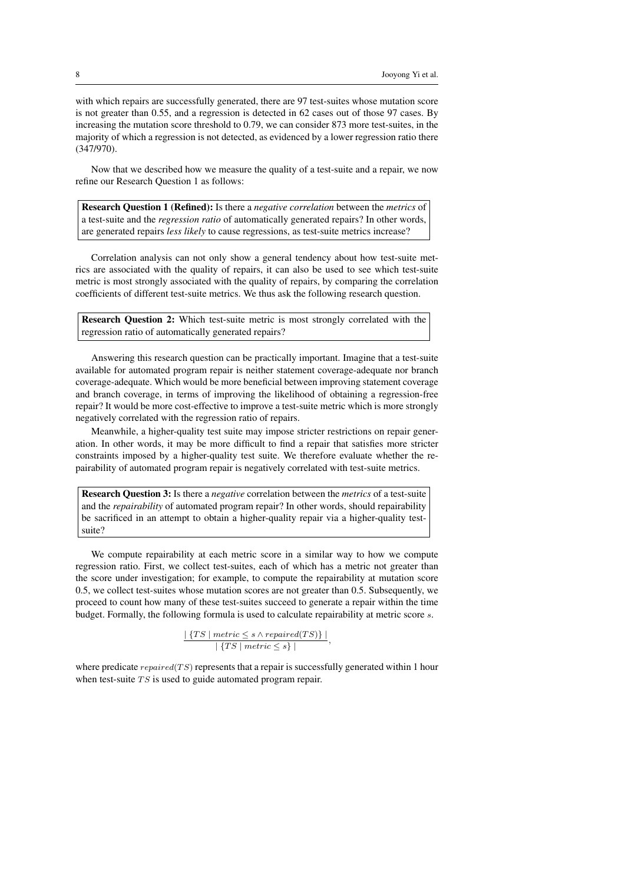with which repairs are successfully generated, there are 97 test-suites whose mutation score is not greater than 0.55, and a regression is detected in 62 cases out of those 97 cases. By increasing the mutation score threshold to 0.79, we can consider 873 more test-suites, in the majority of which a regression is not detected, as evidenced by a lower regression ratio there (347/970).

Now that we described how we measure the quality of a test-suite and a repair, we now refine our Research Question 1 as follows:

**Research Question 1 (Refined):** Is there a *negative correlation* between the *metrics* of a test-suite and the *regression ratio* of automatically generated repairs? In other words, are generated repairs *less likely* to cause regressions, as test-suite metrics increase?

Correlation analysis can not only show a general tendency about how test-suite metrics are associated with the quality of repairs, it can also be used to see which test-suite metric is most strongly associated with the quality of repairs, by comparing the correlation coefficients of different test-suite metrics. We thus ask the following research question.

**Research Question 2:** Which test-suite metric is most strongly correlated with the regression ratio of automatically generated repairs?

Answering this research question can be practically important. Imagine that a test-suite available for automated program repair is neither statement coverage-adequate nor branch coverage-adequate. Which would be more beneficial between improving statement coverage and branch coverage, in terms of improving the likelihood of obtaining a regression-free repair? It would be more cost-effective to improve a test-suite metric which is more strongly negatively correlated with the regression ratio of repairs.

Meanwhile, a higher-quality test suite may impose stricter restrictions on repair generation. In other words, it may be more difficult to find a repair that satisfies more stricter constraints imposed by a higher-quality test suite. We therefore evaluate whether the repairability of automated program repair is negatively correlated with test-suite metrics.

**Research Question 3:** Is there a *negative* correlation between the *metrics* of a test-suite and the *repairability* of automated program repair? In other words, should repairability be sacrificed in an attempt to obtain a higher-quality repair via a higher-quality test-suite?

We compute repairability at each metric score in a similar way to how we compute regression ratio. First, we collect test-suites, each of which has a metric not greater than the score under investigation; for example, to compute the repairability at mutation score 0.5, we collect test-suites whose mutation scores are not greater than 0.5. Subsequently, we proceed to count how many of these test-suites succeed to generate a repair within the time budget. Formally, the following formula is used to calculate repairability at metric score $s$.

$$\frac{\mid \{TS \mid metric \leq s \wedge repaired(TS)\} \mid}{\mid \{TS \mid metric \leq s\} \mid},$$

where predicate $repaired(TS)$ represents that a repair is successfully generated within 1 hour when test-suite $TS$ is used to guide automated program repair.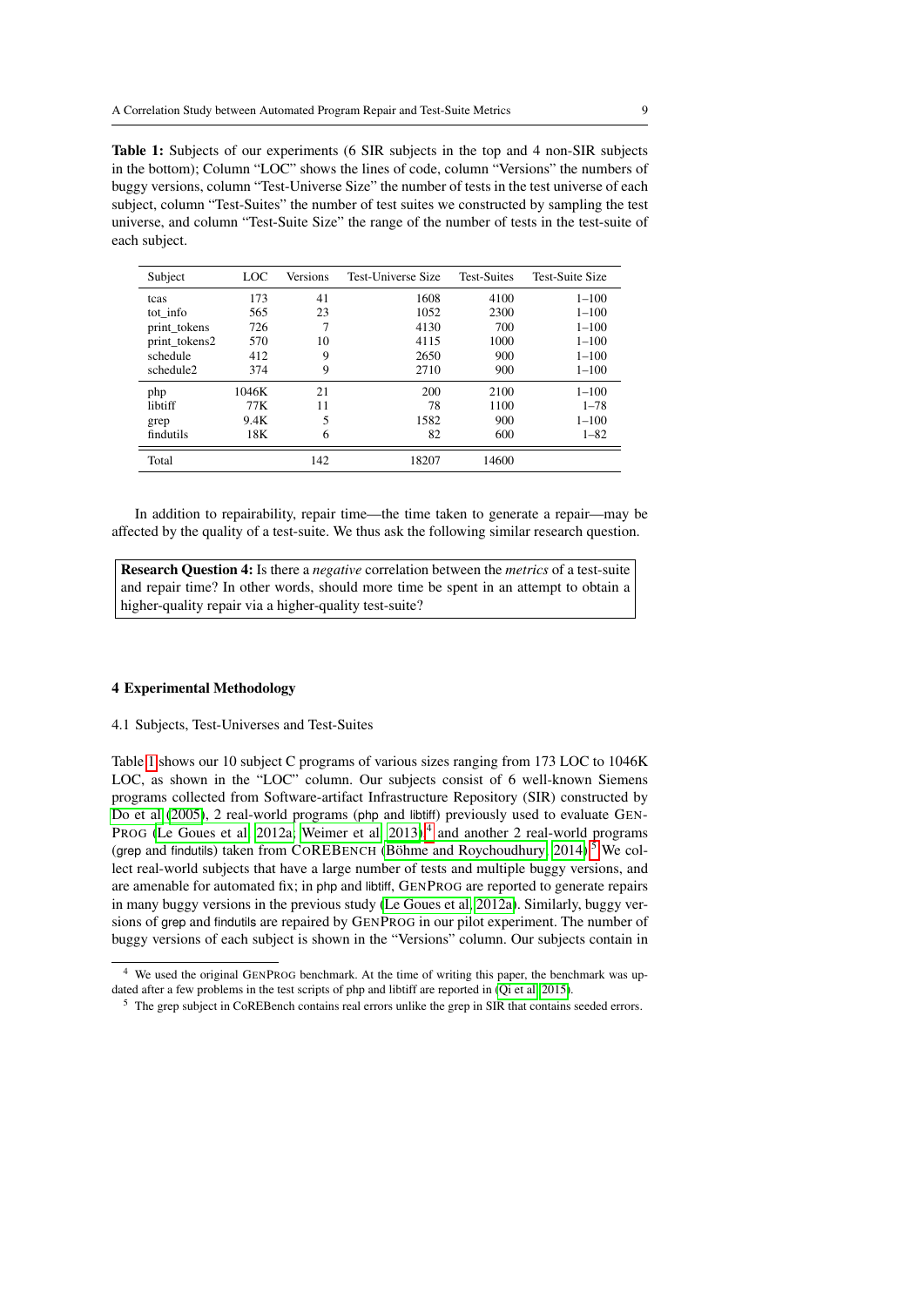**Table 1:** Subjects of our experiments (6 SIR subjects in the top and 4 non-SIR subjects in the bottom); Column "LOC" shows the lines of code, column "Versions" the numbers of buggy versions, column "Test-Universe Size" the number of tests in the test universe of each subject, column "Test-Suites" the number of test suites we constructed by sampling the test universe, and column "Test-Suite Size" the range of the number of tests in the test-suite of each subject.

| Subject | LOC | Versions | Test-Universe Size | Test-Suites | Test-Suite Size |
|---|---|---|---|---|---|
| tcas | 173 | 41 | 1608 | 4100 | 1–100 |
| tot_info | 565 | 23 | 1052 | 2300 | 1–100 |
| print_tokens | 726 | 7 | 4130 | 700 | 1–100 |
| print_tokens2 | 570 | 10 | 4115 | 1000 | 1–100 |
| schedule | 412 | 9 | 2650 | 900 | 1–100 |
| schedule2 | 374 | 9 | 2710 | 900 | 1–100 |
| php | 1046K | 21 | 200 | 2100 | 1–100 |
| libtiff | 77K | 11 | 78 | 1100 | 1–78 |
| grep | 9.4K | 5 | 1582 | 900 | 1–100 |
| findutils | 18K | 6 | 82 | 600 | 1–82 |
| Total | | 142 | 18207 | 14600 | |

In addition to repairability, repair time—the time taken to generate a repair—may be affected by the quality of a test-suite. We thus ask the following similar research question.

> **Research Question 4:** Is there a *negative* correlation between the *metrics* of a test-suite and repair time? In other words, should more time be spent in an attempt to obtain a higher-quality repair via a higher-quality test-suite?

## 4 Experimental Methodology

### 4.1 Subjects, Test-Universes and Test-Suites

Table 1 shows our 10 subject C programs of various sizes ranging from 173 LOC to 1046K LOC, as shown in the "LOC" column. Our subjects consist of 6 well-known Siemens programs collected from Software-artifact Infrastructure Repository (SIR) constructed by Do et al (2005), 2 real-world programs (php and libtiff) previously used to evaluate GenProg (Le Goues et al, 2012a; Weimer et al, 2013),[4] and another 2 real-world programs (grep and findutils) taken from CoREBench (Böhme and Roychoudhury, 2014).[5] We collect real-world subjects that have a large number of tests and multiple buggy versions, and are amenable for automated fix; in php and libtiff, GenProg are reported to generate repairs in many buggy versions in the previous study (Le Goues et al, 2012a). Similarly, buggy versions of grep and findutils are repaired by GenProg in our pilot experiment. The number of buggy versions of each subject is shown in the "Versions" column. Our subjects contain in

[4] We used the original GenProg benchmark. At the time of writing this paper, the benchmark was updated after a few problems in the test scripts of php and libtiff are reported in (Qi et al, 2015).

[5] The grep subject in CoREBench contains real errors unlike the grep in SIR that contains seeded errors.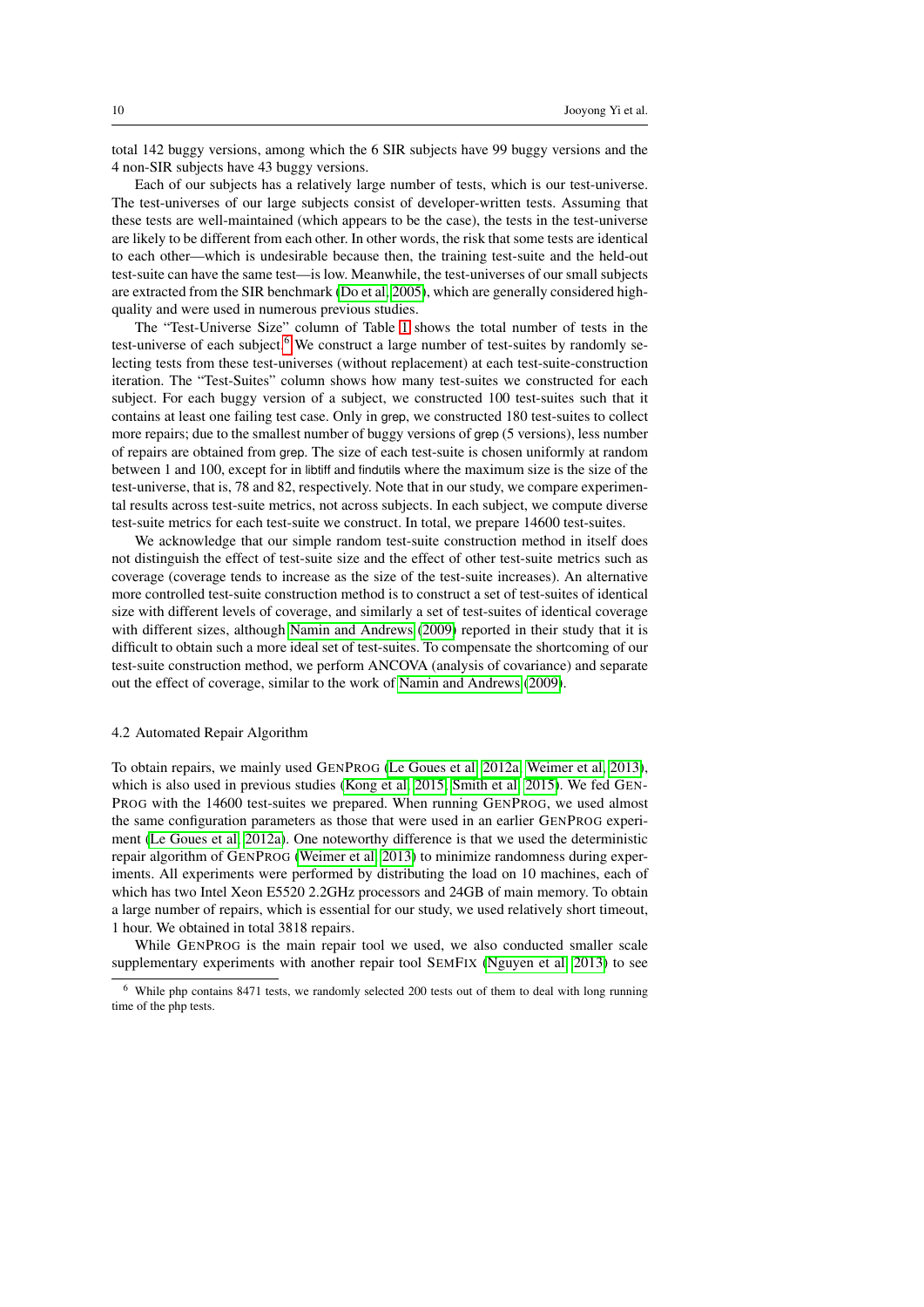total 142 buggy versions, among which the 6 SIR subjects have 99 buggy versions and the 4 non-SIR subjects have 43 buggy versions.

Each of our subjects has a relatively large number of tests, which is our test-universe. The test-universes of our large subjects consist of developer-written tests. Assuming that these tests are well-maintained (which appears to be the case), the tests in the test-universe are likely to be different from each other. In other words, the risk that some tests are identical to each other—which is undesirable because then, the training test-suite and the held-out test-suite can have the same test—is low. Meanwhile, the test-universes of our small subjects are extracted from the SIR benchmark (Do et al, 2005), which are generally considered high-quality and were used in numerous previous studies.

The "Test-Universe Size" column of Table 1 shows the total number of tests in the test-universe of each subject.[6] We construct a large number of test-suites by randomly selecting tests from these test-universes (without replacement) at each test-suite-construction iteration. The "Test-Suites" column shows how many test-suites we constructed for each subject. For each buggy version of a subject, we constructed 100 test-suites such that it contains at least one failing test case. Only in grep, we constructed 180 test-suites to collect more repairs; due to the smallest number of buggy versions of grep (5 versions), less number of repairs are obtained from grep. The size of each test-suite is chosen uniformly at random between 1 and 100, except for in libtiff and findutils where the maximum size is the size of the test-universe, that is, 78 and 82, respectively. Note that in our study, we compare experimental results across test-suite metrics, not across subjects. In each subject, we compute diverse test-suite metrics for each test-suite we construct. In total, we prepare 14600 test-suites.

We acknowledge that our simple random test-suite construction method in itself does not distinguish the effect of test-suite size and the effect of other test-suite metrics such as coverage (coverage tends to increase as the size of the test-suite increases). An alternative more controlled test-suite construction method is to construct a set of test-suites of identical size with different levels of coverage, and similarly a set of test-suites of identical coverage with different sizes, although Namin and Andrews (2009) reported in their study that it is difficult to obtain such a more ideal set of test-suites. To compensate the shortcoming of our test-suite construction method, we perform ANCOVA (analysis of covariance) and separate out the effect of coverage, similar to the work of Namin and Andrews (2009).

### 4.2 Automated Repair Algorithm

To obtain repairs, we mainly used GenProg (Le Goues et al, 2012a; Weimer et al, 2013), which is also used in previous studies (Kong et al, 2015; Smith et al, 2015). We fed GenProg with the 14600 test-suites we prepared. When running GenProg, we used almost the same configuration parameters as those that were used in an earlier GenProg experiment (Le Goues et al, 2012a). One noteworthy difference is that we used the deterministic repair algorithm of GenProg (Weimer et al, 2013) to minimize randomness during experiments. All experiments were performed by distributing the load on 10 machines, each of which has two Intel Xeon E5520 2.2GHz processors and 24GB of main memory. To obtain a large number of repairs, which is essential for our study, we used relatively short timeout, 1 hour. We obtained in total 3818 repairs.

While GenProg is the main repair tool we used, we also conducted smaller scale supplementary experiments with another repair tool SemFix (Nguyen et al, 2013) to see

[6] While php contains 8471 tests, we randomly selected 200 tests out of them to deal with long running time of the php tests.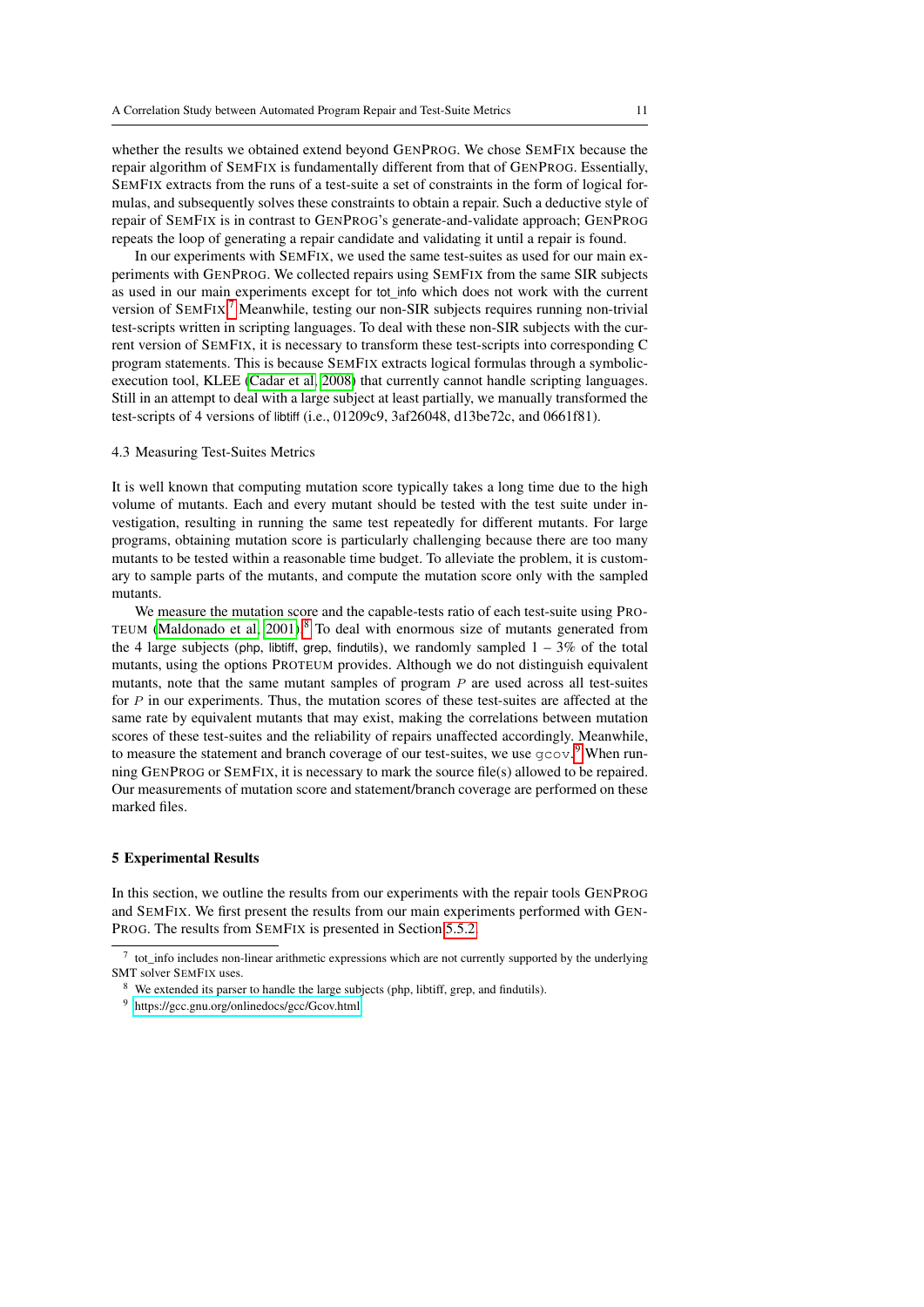whether the results we obtained extend beyond GENPROG. We chose SEMFIX because the repair algorithm of SEMFIX is fundamentally different from that of GENPROG. Essentially, SEMFIX extracts from the runs of a test-suite a set of constraints in the form of logical formulas, and subsequently solves these constraints to obtain a repair. Such a deductive style of repair of SEMFIX is in contrast to GENPROG's generate-and-validate approach; GENPROG repeats the loop of generating a repair candidate and validating it until a repair is found.

In our experiments with SEMFIX, we used the same test-suites as used for our main experiments with GENPROG. We collected repairs using SEMFIX from the same SIR subjects as used in our main experiments except for tot_info which does not work with the current version of SEMFIX.[7] Meanwhile, testing our non-SIR subjects requires running non-trivial test-scripts written in scripting languages. To deal with these non-SIR subjects with the current version of SEMFIX, it is necessary to transform these test-scripts into corresponding C program statements. This is because SEMFIX extracts logical formulas through a symbolic-execution tool, KLEE (Cadar et al, 2008) that currently cannot handle scripting languages. Still in an attempt to deal with a large subject at least partially, we manually transformed the test-scripts of 4 versions of libtiff (i.e., 01209c9, 3af26048, d13be72c, and 0661f81).

## 4.3 Measuring Test-Suites Metrics

It is well known that computing mutation score typically takes a long time due to the high volume of mutants. Each and every mutant should be tested with the test suite under investigation, resulting in running the same test repeatedly for different mutants. For large programs, obtaining mutation score is particularly challenging because there are too many mutants to be tested within a reasonable time budget. To alleviate the problem, it is customary to sample parts of the mutants, and compute the mutation score only with the sampled mutants.

We measure the mutation score and the capable-tests ratio of each test-suite using PROTEUM (Maldonado et al, 2001).[8] To deal with enormous size of mutants generated from the 4 large subjects (php, libtiff, grep, findutils), we randomly sampled 1 – 3% of the total mutants, using the options PROTEUM provides. Although we do not distinguish equivalent mutants, note that the same mutant samples of program $P$ are used across all test-suites for $P$ in our experiments. Thus, the mutation scores of these test-suites are affected at the same rate by equivalent mutants that may exist, making the correlations between mutation scores of these test-suites and the reliability of repairs unaffected accordingly. Meanwhile, to measure the statement and branch coverage of our test-suites, we use `gcov`.[9] When running GENPROG or SEMFIX, it is necessary to mark the source file(s) allowed to be repaired. Our measurements of mutation score and statement/branch coverage are performed on these marked files.

# 5 Experimental Results

In this section, we outline the results from our experiments with the repair tools GENPROG and SEMFIX. We first present the results from our main experiments performed with GENPROG. The results from SEMFIX is presented in Section 5.5.2.

[7] tot_info includes non-linear arithmetic expressions which are not currently supported by the underlying SMT solver SEMFIX uses.

[8] We extended its parser to handle the large subjects (php, libtiff, grep, and findutils).

[9] https://gcc.gnu.org/onlinedocs/gcc/Gcov.html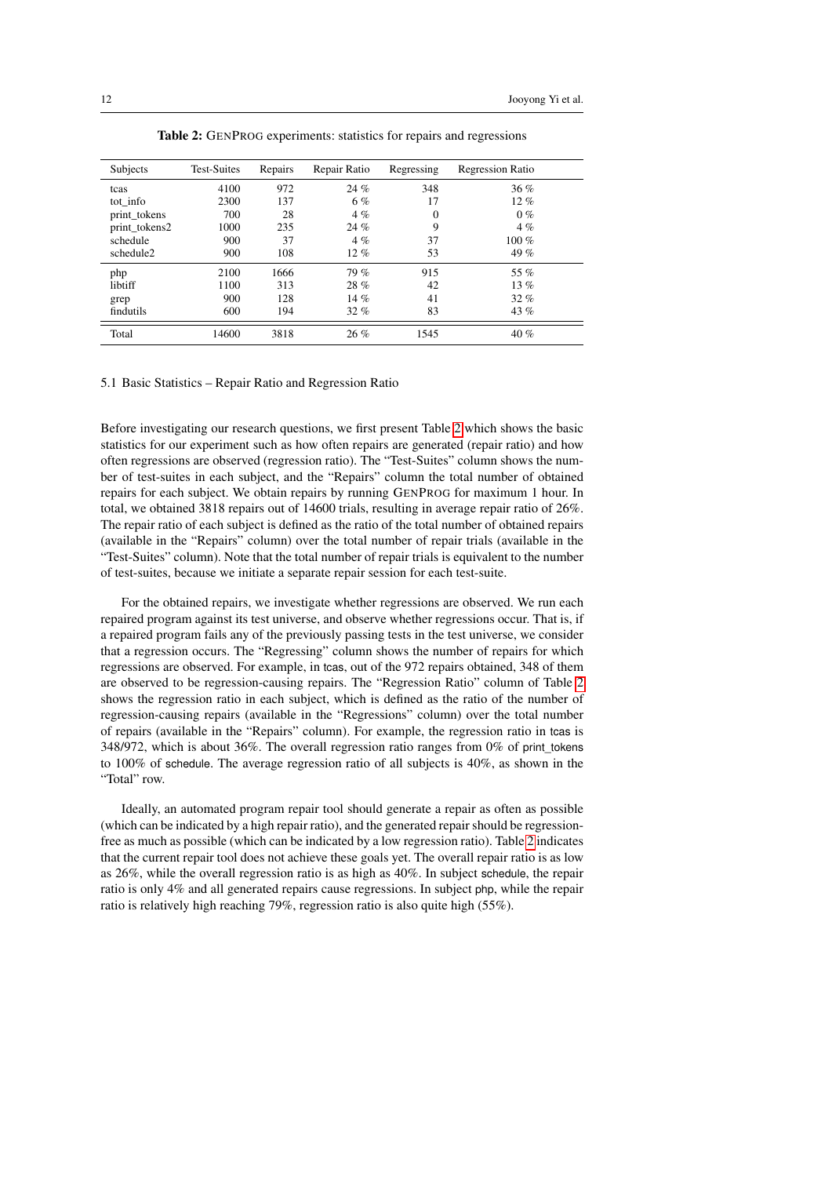**Table 2:** GenProg experiments: statistics for repairs and regressions

| Subjects | Test-Suites | Repairs | Repair Ratio | Regressing | Regression Ratio |
|---|---|---|---|---|---|
| tcas | 4100 | 972 | 24 % | 348 | 36 % |
| tot_info | 2300 | 137 | 6 % | 17 | 12 % |
| print_tokens | 700 | 28 | 4 % | 0 | 0 % |
| print_tokens2 | 1000 | 235 | 24 % | 9 | 4 % |
| schedule | 900 | 37 | 4 % | 37 | 100 % |
| schedule2 | 900 | 108 | 12 % | 53 | 49 % |
| php | 2100 | 1666 | 79 % | 915 | 55 % |
| libtiff | 1100 | 313 | 28 % | 42 | 13 % |
| grep | 900 | 128 | 14 % | 41 | 32 % |
| findutils | 600 | 194 | 32 % | 83 | 43 % |
| Total | 14600 | 3818 | 26 % | 1545 | 40 % |

### 5.1 Basic Statistics – Repair Ratio and Regression Ratio

Before investigating our research questions, we first present Table 2 which shows the basic statistics for our experiment such as how often repairs are generated (repair ratio) and how often regressions are observed (regression ratio). The "Test-Suites" column shows the number of test-suites in each subject, and the "Repairs" column the total number of obtained repairs for each subject. We obtain repairs by running GenProg for maximum 1 hour. In total, we obtained 3818 repairs out of 14600 trials, resulting in average repair ratio of 26%. The repair ratio of each subject is defined as the ratio of the total number of obtained repairs (available in the "Repairs" column) over the total number of repair trials (available in the "Test-Suites" column). Note that the total number of repair trials is equivalent to the number of test-suites, because we initiate a separate repair session for each test-suite.

For the obtained repairs, we investigate whether regressions are observed. We run each repaired program against its test universe, and observe whether regressions occur. That is, if a repaired program fails any of the previously passing tests in the test universe, we consider that a regression occurs. The "Regressing" column shows the number of repairs for which regressions are observed. For example, in tcas, out of the 972 repairs obtained, 348 of them are observed to be regression-causing repairs. The "Regression Ratio" column of Table 2 shows the regression ratio in each subject, which is defined as the ratio of the number of regression-causing repairs (available in the "Regressions" column) over the total number of repairs (available in the "Repairs" column). For example, the regression ratio in tcas is 348/972, which is about 36%. The overall regression ratio ranges from 0% of print_tokens to 100% of schedule. The average regression ratio of all subjects is 40%, as shown in the "Total" row.

Ideally, an automated program repair tool should generate a repair as often as possible (which can be indicated by a high repair ratio), and the generated repair should be regression-free as much as possible (which can be indicated by a low regression ratio). Table 2 indicates that the current repair tool does not achieve these goals yet. The overall repair ratio is as low as 26%, while the overall regression ratio is as high as 40%. In subject schedule, the repair ratio is only 4% and all generated repairs cause regressions. In subject php, while the repair ratio is relatively high reaching 79%, regression ratio is also quite high (55%).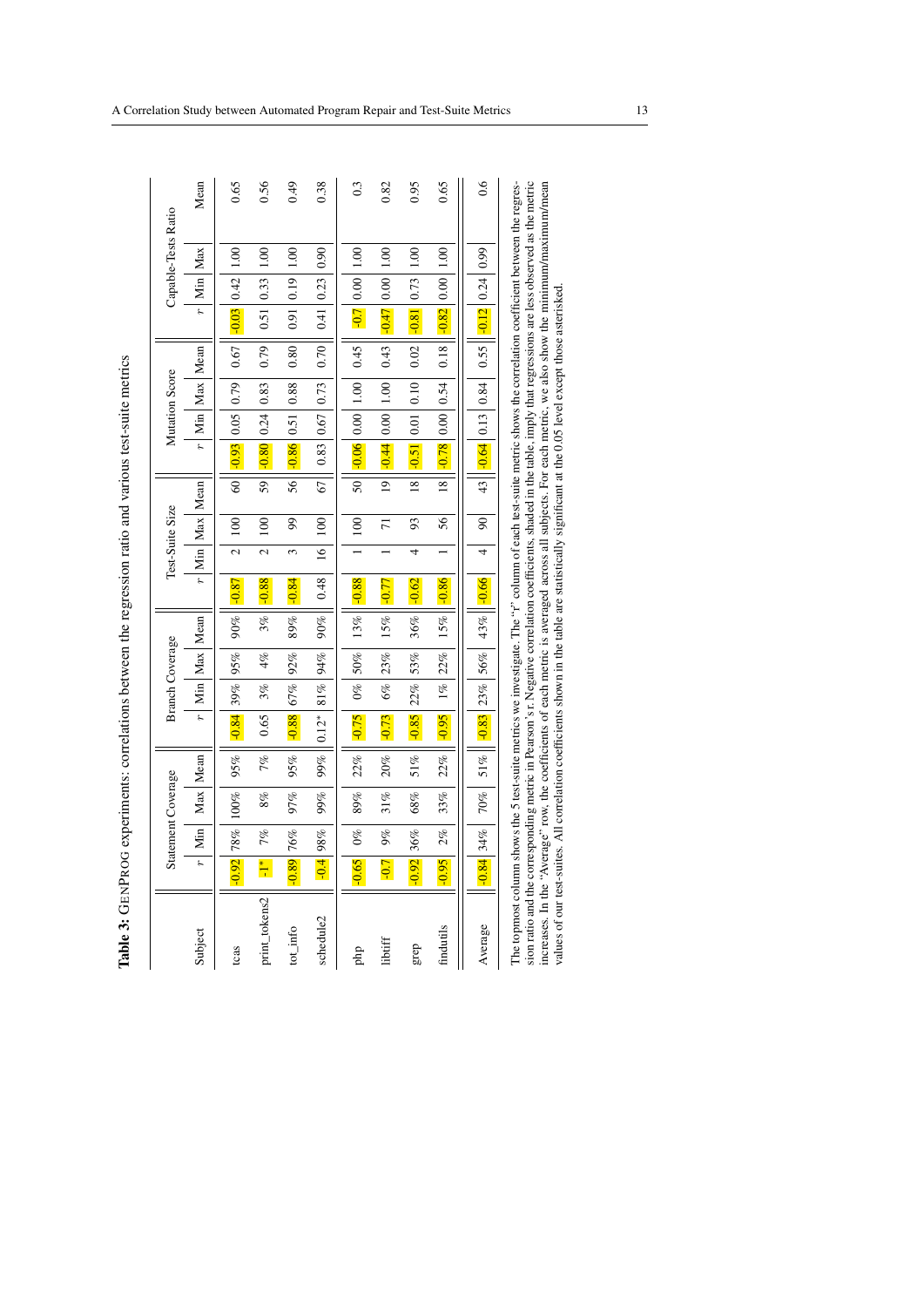**Table 3:** GENPROG experiments: correlations between the regression ratio and various test-suite metrics

| Subject | Statement Coverage | | | | Branch Coverage | | | | Test-Suite Size | | | | Mutation Score | | | | Capable-Tests Ratio | | | |
|---|---|---|---|---|---|---|---|---|---|---|---|---|---|---|---|---|---|---|---|---|
| | $r$ | Min | Max | Mean | $r$ | Min | Max | Mean | $r$ | Min | Max | Mean | $r$ | Min | Max | Mean | $r$ | Min | Max | Mean |
| tcas | -0.92 | 78% | 100% | 95% | -0.84 | 39% | 95% | 90% | -0.87 | 2 | 100 | 60 | -0.93 | 0.05 | 0.79 | 0.67 | -0.03 | 0.42 | 1.00 | 0.65 |
| print_tokens2 | -1* | 7% | 8% | 7% | 0.65 | 3% | 4% | 3% | -0.88 | 2 | 100 | 59 | -0.80 | 0.24 | 0.83 | 0.79 | 0.51 | 0.33 | 1.00 | 0.56 |
| tot_info | -0.89 | 76% | 97% | 95% | -0.88 | 67% | 92% | 89% | -0.84 | 3 | 99 | 56 | -0.86 | 0.51 | 0.88 | 0.80 | 0.91 | 0.19 | 1.00 | 0.49 |
| schedule2 | -0.4 | 98% | 99% | 99% | 0.12* | 81% | 94% | 90% | 0.48 | 16 | 100 | 67 | 0.83 | 0.67 | 0.73 | 0.70 | 0.41 | 0.23 | 0.90 | 0.38 |
| php | -0.65 | 0% | 89% | 22% | -0.75 | 0% | 50% | 13% | -0.88 | 1 | 100 | 50 | -0.06 | 0.00 | 1.00 | 0.45 | -0.7 | 0.00 | 1.00 | 0.3 |
| libtiff | -0.7 | 9% | 31% | 20% | -0.73 | 6% | 23% | 15% | -0.77 | 1 | 71 | 19 | -0.44 | 0.00 | 1.00 | 0.43 | -0.47 | 0.00 | 1.00 | 0.82 |
| grep | -0.92 | 36% | 68% | 51% | -0.85 | 22% | 53% | 36% | -0.62 | 4 | 93 | 18 | -0.51 | 0.01 | 0.10 | 0.02 | -0.81 | 0.73 | 1.00 | 0.95 |
| findutils | -0.95 | 2% | 33% | 22% | -0.95 | 1% | 22% | 15% | -0.86 | 1 | 56 | 18 | -0.78 | 0.00 | 0.54 | 0.18 | -0.82 | 0.00 | 1.00 | 0.65 |
| Average | -0.84 | 34% | 70% | 51% | -0.83 | 23% | 56% | 43% | -0.66 | 4 | 90 | 43 | -0.64 | 0.13 | 0.84 | 0.55 | -0.12 | 0.24 | 0.99 | 0.6 |

The topmost column shows the 5 test-suite metrics we investigate. The "r" column of each test-suite metric shows the correlation coefficient between the regression ratio and the corresponding metric in Pearson's r. Negative correlation coefficients, shaded in the table, imply that regressions are less observed as the metric increases. In the "Average" row, the coefficients of each metric is averaged across all subjects. For each metric, we also show the minimum/maximum/mean values of our test-suites. All correlation coefficients shown in the table are statistically significant at the 0.05 level except those asterisked.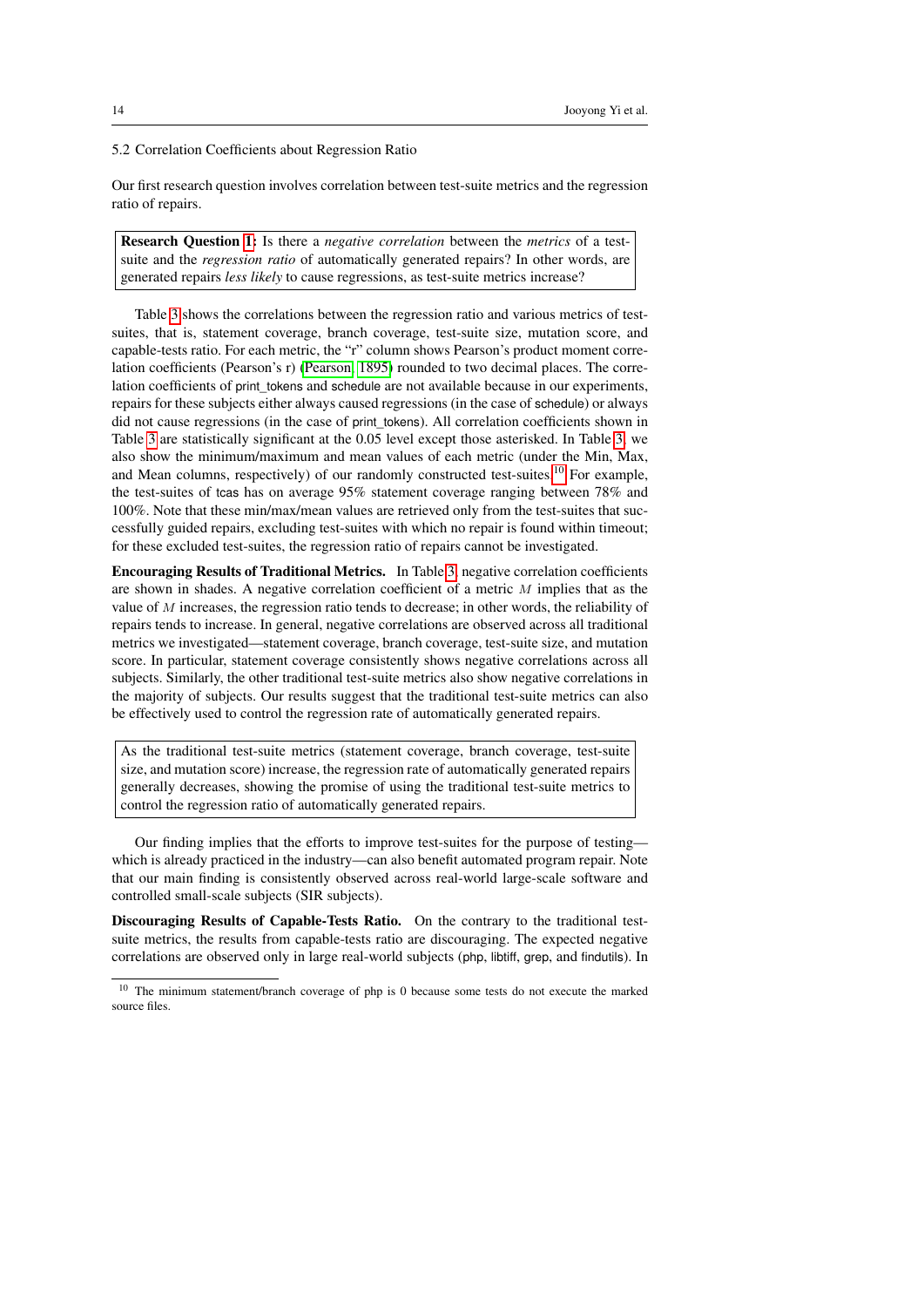## 5.2 Correlation Coefficients about Regression Ratio

Our first research question involves correlation between test-suite metrics and the regression ratio of repairs.

> **Research Question 1:** Is there a *negative correlation* between the *metrics* of a test-suite and the *regression ratio* of automatically generated repairs? In other words, are generated repairs *less likely* to cause regressions, as test-suite metrics increase?

Table 3 shows the correlations between the regression ratio and various metrics of test-suites, that is, statement coverage, branch coverage, test-suite size, mutation score, and capable-tests ratio. For each metric, the "r" column shows Pearson's product moment correlation coefficients (Pearson's r) (Pearson, 1895) rounded to two decimal places. The correlation coefficients of print_tokens and schedule are not available because in our experiments, repairs for these subjects either always caused regressions (in the case of schedule) or always did not cause regressions (in the case of print_tokens). All correlation coefficients shown in Table 3 are statistically significant at the 0.05 level except those asterisked. In Table 3, we also show the minimum/maximum and mean values of each metric (under the Min, Max, and Mean columns, respectively) of our randomly constructed test-suites.[10] For example, the test-suites of tcas has on average 95% statement coverage ranging between 78% and 100%. Note that these min/max/mean values are retrieved only from the test-suites that successfully guided repairs, excluding test-suites with which no repair is found within timeout; for these excluded test-suites, the regression ratio of repairs cannot be investigated.

**Encouraging Results of Traditional Metrics.** In Table 3, negative correlation coefficients are shown in shades. A negative correlation coefficient of a metric $M$ implies that as the value of $M$ increases, the regression ratio tends to decrease; in other words, the reliability of repairs tends to increase. In general, negative correlations are observed across all traditional metrics we investigated—statement coverage, branch coverage, test-suite size, and mutation score. In particular, statement coverage consistently shows negative correlations across all subjects. Similarly, the other traditional test-suite metrics also show negative correlations in the majority of subjects. Our results suggest that the traditional test-suite metrics can also be effectively used to control the regression rate of automatically generated repairs.

> As the traditional test-suite metrics (statement coverage, branch coverage, test-suite size, and mutation score) increase, the regression rate of automatically generated repairs generally decreases, showing the promise of using the traditional test-suite metrics to control the regression ratio of automatically generated repairs.

Our finding implies that the efforts to improve test-suites for the purpose of testing—which is already practiced in the industry—can also benefit automated program repair. Note that our main finding is consistently observed across real-world large-scale software and controlled small-scale subjects (SIR subjects).

**Discouraging Results of Capable-Tests Ratio.** On the contrary to the traditional test-suite metrics, the results from capable-tests ratio are discouraging. The expected negative correlations are observed only in large real-world subjects (php, libtiff, grep, and findutils). In

[10] The minimum statement/branch coverage of php is 0 because some tests do not execute the marked source files.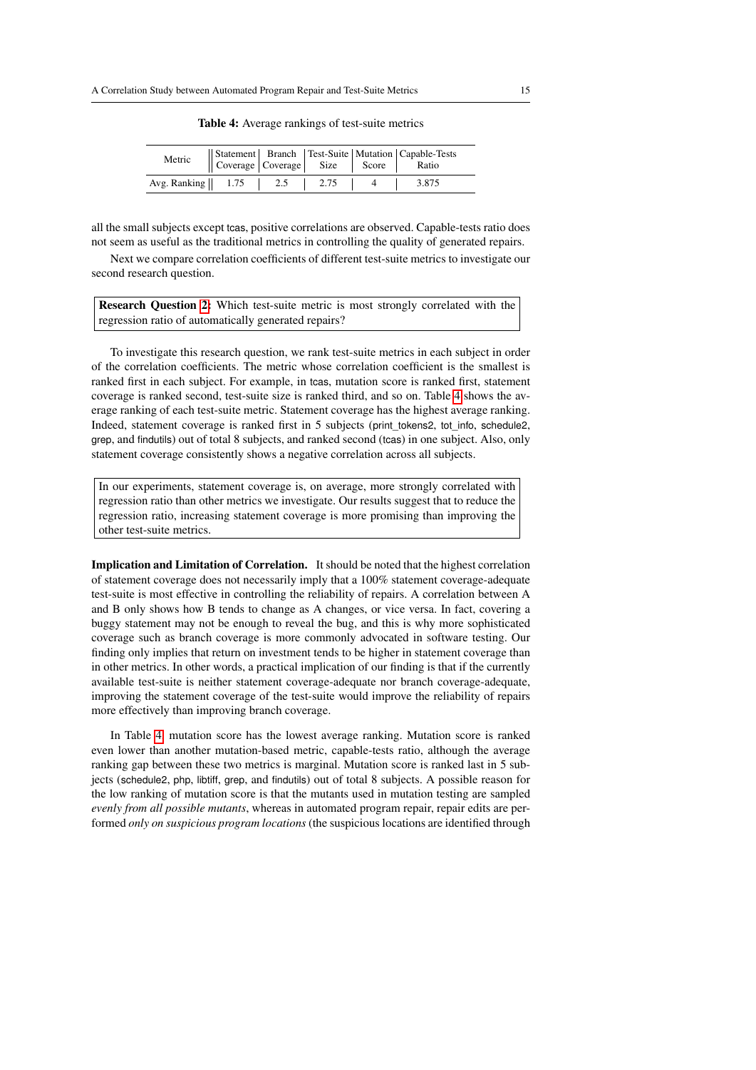**Table 4:** Average rankings of test-suite metrics

| Metric | Statement Coverage | Branch Coverage | Test-Suite Size | Mutation Score | Capable-Tests Ratio |
|---|---|---|---|---|---|
| Avg. Ranking | 1.75 | 2.5 | 2.75 | 4 | 3.875 |

all the small subjects except tcas, positive correlations are observed. Capable-tests ratio does not seem as useful as the traditional metrics in controlling the quality of generated repairs.

Next we compare correlation coefficients of different test-suite metrics to investigate our second research question.

> **Research Question 2:** Which test-suite metric is most strongly correlated with the regression ratio of automatically generated repairs?

To investigate this research question, we rank test-suite metrics in each subject in order of the correlation coefficients. The metric whose correlation coefficient is the smallest is ranked first in each subject. For example, in tcas, mutation score is ranked first, statement coverage is ranked second, test-suite size is ranked third, and so on. Table 4 shows the average ranking of each test-suite metric. Statement coverage has the highest average ranking. Indeed, statement coverage is ranked first in 5 subjects (print_tokens2, tot_info, schedule2, grep, and findutils) out of total 8 subjects, and ranked second (tcas) in one subject. Also, only statement coverage consistently shows a negative correlation across all subjects.

> In our experiments, statement coverage is, on average, more strongly correlated with regression ratio than other metrics we investigate. Our results suggest that to reduce the regression ratio, increasing statement coverage is more promising than improving the other test-suite metrics.

**Implication and Limitation of Correlation.** It should be noted that the highest correlation of statement coverage does not necessarily imply that a 100% statement coverage-adequate test-suite is most effective in controlling the reliability of repairs. A correlation between A and B only shows how B tends to change as A changes, or vice versa. In fact, covering a buggy statement may not be enough to reveal the bug, and this is why more sophisticated coverage such as branch coverage is more commonly advocated in software testing. Our finding only implies that return on investment tends to be higher in statement coverage than in other metrics. In other words, a practical implication of our finding is that if the currently available test-suite is neither statement coverage-adequate nor branch coverage-adequate, improving the statement coverage of the test-suite would improve the reliability of repairs more effectively than improving branch coverage.

In Table 4, mutation score has the lowest average ranking. Mutation score is ranked even lower than another mutation-based metric, capable-tests ratio, although the average ranking gap between these two metrics is marginal. Mutation score is ranked last in 5 subjects (schedule2, php, libtiff, grep, and findutils) out of total 8 subjects. A possible reason for the low ranking of mutation score is that the mutants used in mutation testing are sampled *evenly from all possible mutants*, whereas in automated program repair, repair edits are performed *only on suspicious program locations* (the suspicious locations are identified through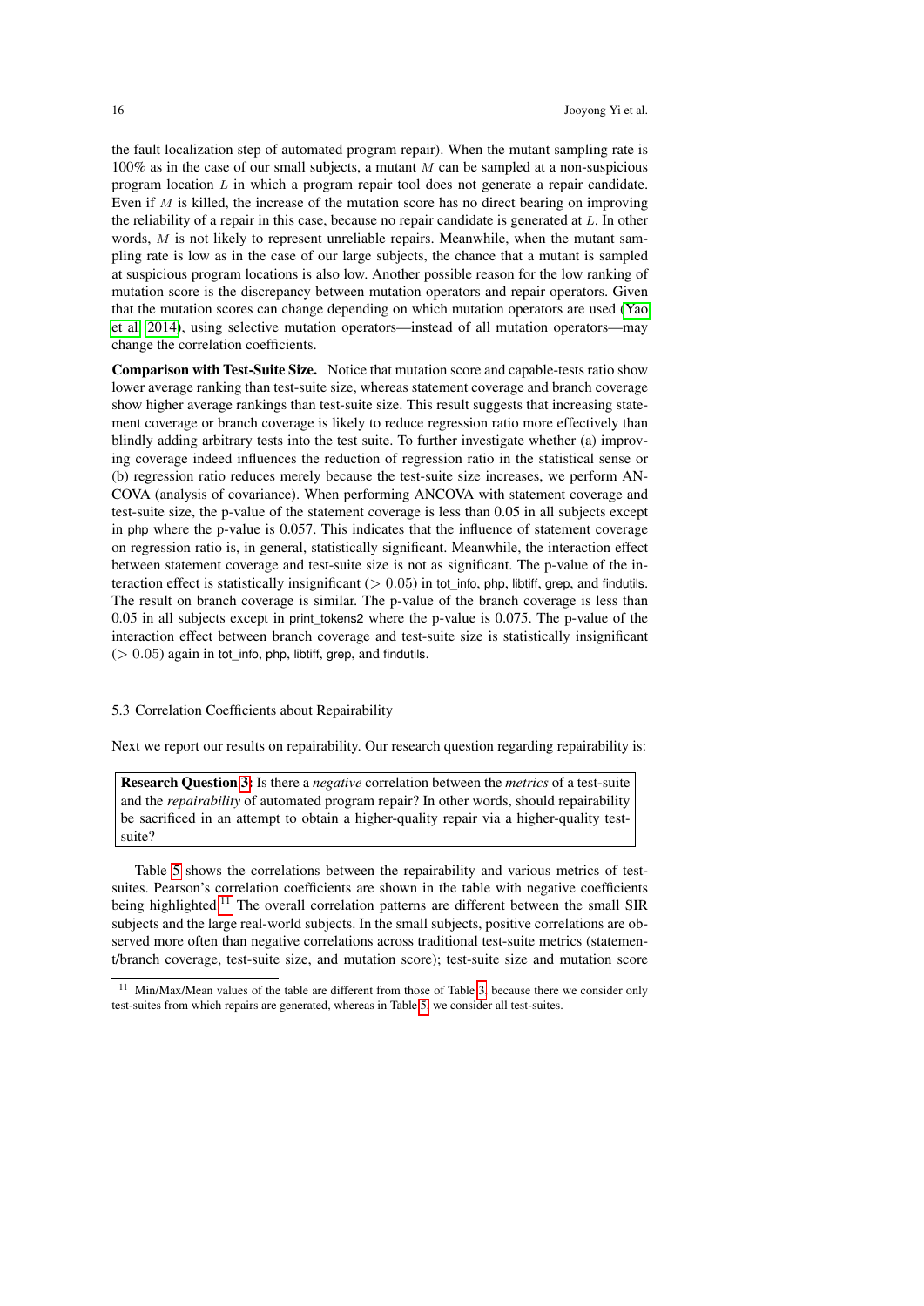the fault localization step of automated program repair). When the mutant sampling rate is 100% as in the case of our small subjects, a mutant $M$ can be sampled at a non-suspicious program location $L$ in which a program repair tool does not generate a repair candidate. Even if $M$ is killed, the increase of the mutation score has no direct bearing on improving the reliability of a repair in this case, because no repair candidate is generated at $L$. In other words, $M$ is not likely to represent unreliable repairs. Meanwhile, when the mutant sampling rate is low as in the case of our large subjects, the chance that a mutant is sampled at suspicious program locations is also low. Another possible reason for the low ranking of mutation score is the discrepancy between mutation operators and repair operators. Given that the mutation scores can change depending on which mutation operators are used (Yao et al 2014), using selective mutation operators—instead of all mutation operators—may change the correlation coefficients.

**Comparison with Test-Suite Size.** Notice that mutation score and capable-tests ratio show lower average ranking than test-suite size, whereas statement coverage and branch coverage show higher average rankings than test-suite size. This result suggests that increasing statement coverage or branch coverage is likely to reduce regression ratio more effectively than blindly adding arbitrary tests into the test suite. To further investigate whether (a) improving coverage indeed influences the reduction of regression ratio in the statistical sense or (b) regression ratio reduces merely because the test-suite size increases, we perform ANCOVA (analysis of covariance). When performing ANCOVA with statement coverage and test-suite size, the p-value of the statement coverage is less than 0.05 in all subjects except in php where the p-value is 0.057. This indicates that the influence of statement coverage on regression ratio is, in general, statistically significant. Meanwhile, the interaction effect between statement coverage and test-suite size is not as significant. The p-value of the interaction effect is statistically insignificant ($> 0.05$) in tot_info, php, libtiff, grep, and findutils. The result on branch coverage is similar. The p-value of the branch coverage is less than 0.05 in all subjects except in print_tokens2 where the p-value is 0.075. The p-value of the interaction effect between branch coverage and test-suite size is statistically insignificant ($> 0.05$) again in tot_info, php, libtiff, grep, and findutils.

### 5.3 Correlation Coefficients about Repairability

Next we report our results on repairability. Our research question regarding repairability is:

> **Research Question 3:** Is there a *negative* correlation between the *metrics* of a test-suite and the *repairability* of automated program repair? In other words, should repairability be sacrificed in an attempt to obtain a higher-quality repair via a higher-quality test-suite?

Table 5 shows the correlations between the repairability and various metrics of test-suites. Pearson's correlation coefficients are shown in the table with negative coefficients being highlighted.[11] The overall correlation patterns are different between the small SIR subjects and the large real-world subjects. In the small subjects, positive correlations are observed more often than negative correlations across traditional test-suite metrics (statement/branch coverage, test-suite size, and mutation score); test-suite size and mutation score

[11] Min/Max/Mean values of the table are different from those of Table 3, because there we consider only test-suites from which repairs are generated, whereas in Table 5, we consider all test-suites.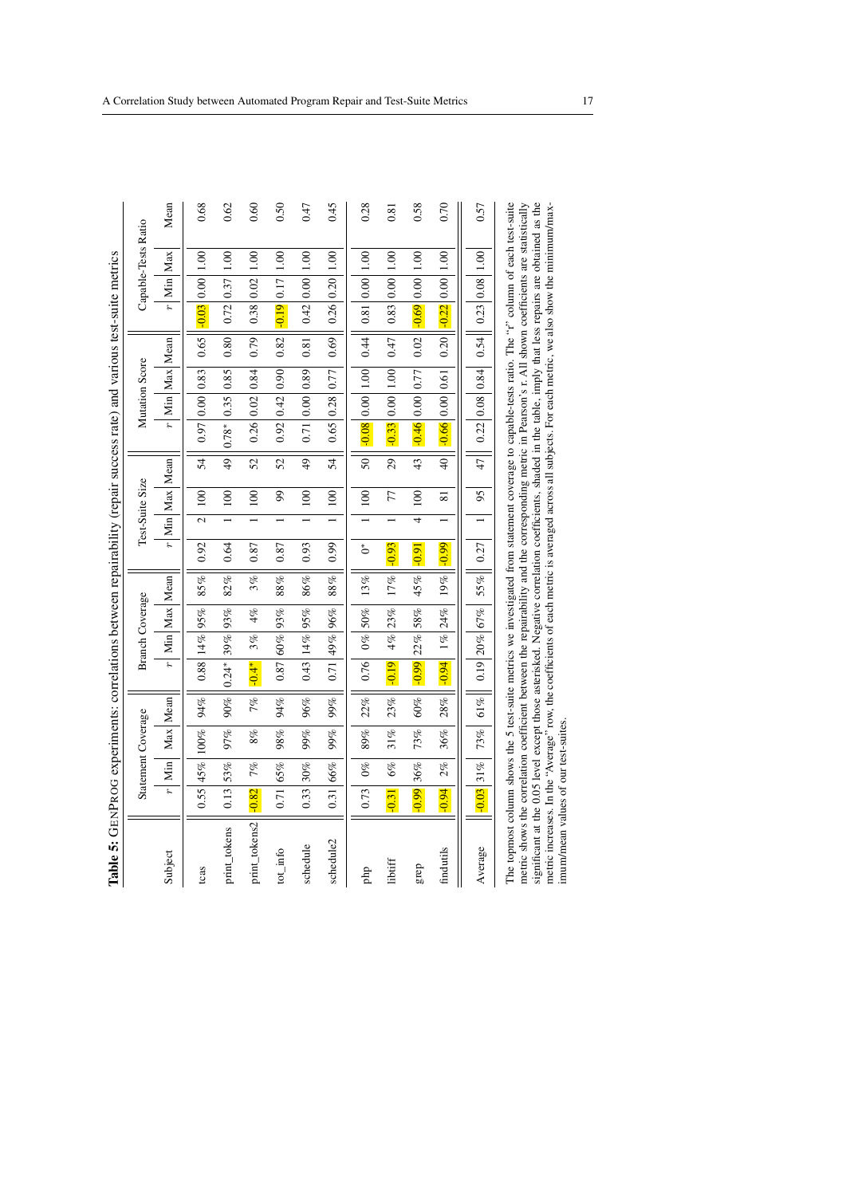**Table 5:** GenProg experiments: correlations between repairability (repair success rate) and various test-suite metrics

| Subject | Statement Coverage | | | | Branch Coverage | | | | Test-Suite Size | | | | Mutation Score | | | | Capable-Tests Ratio | | | |
|---|---|---|---|---|---|---|---|---|---|---|---|---|---|---|---|---|---|---|---|---|
| | $r$ | Min | Max | Mean | $r$ | Min | Max | Mean | $r$ | Min | Max | Mean | $r$ | Min | Max | Mean | $r$ | Min | Max | Mean |
| tcas | 0.55 | 45% | 100% | 94% | 0.88 | 14% | 95% | 85% | 0.92 | 2 | 100 | 54 | 0.97 | 0.00 | 0.83 | 0.65 | -0.03 | 0.00 | 1.00 | 0.68 |
| print_tokens | 0.13 | 53% | 97% | 90% | 0.24* | 39% | 93% | 82% | 0.64 | 1 | 100 | 49 | 0.78* | 0.35 | 0.85 | 0.80 | 0.72 | 0.37 | 1.00 | 0.62 |
| print_tokens2 | -0.82 | 7% | 8% | 7% | -0.4* | 3% | 4% | 3% | 0.87 | 1 | 100 | 52 | 0.26 | 0.02 | 0.84 | 0.79 | 0.38 | 0.02 | 1.00 | 0.60 |
| tot_info | 0.71 | 65% | 98% | 94% | 0.87 | 60% | 93% | 88% | 0.87 | 1 | 99 | 52 | 0.92 | 0.42 | 0.90 | 0.82 | -0.19 | 0.17 | 1.00 | 0.50 |
| schedule | 0.33 | 30% | 99% | 96% | 0.43 | 14% | 95% | 86% | 0.93 | 1 | 100 | 49 | 0.71 | 0.00 | 0.89 | 0.81 | 0.42 | 0.00 | 1.00 | 0.47 |
| schedule2 | 0.31 | 66% | 99% | 99% | 0.71 | 49% | 96% | 88% | 0.99 | 1 | 100 | 54 | 0.65 | 0.28 | 0.77 | 0.69 | 0.26 | 0.20 | 1.00 | 0.45 |
| php | 0.73 | 0% | 89% | 22% | 0.76 | 0% | 50% | 13% | 0* | 1 | 100 | 50 | -0.08 | 0.00 | 1.00 | 0.44 | 0.81 | 0.00 | 1.00 | 0.28 |
| libtiff | -0.31 | 6% | 31% | 23% | -0.19 | 4% | 23% | 17% | -0.93 | 1 | 77 | 29 | -0.33 | 0.00 | 1.00 | 0.47 | 0.83 | 0.00 | 1.00 | 0.81 |
| grep | -0.99 | 36% | 73% | 60% | -0.99 | 22% | 58% | 45% | -0.91 | 4 | 100 | 43 | -0.46 | 0.00 | 0.77 | 0.02 | -0.69 | 0.00 | 1.00 | 0.58 |
| findutils | -0.94 | 2% | 36% | 28% | -0.94 | 1% | 24% | 19% | -0.99 | 1 | 81 | 40 | -0.66 | 0.00 | 0.61 | 0.20 | -0.22 | 0.00 | 1.00 | 0.70 |
| Average | -0.03 | 31% | 73% | 61% | 0.19 | 20% | 67% | 55% | 0.27 | 1 | 95 | 47 | 0.22 | 0.08 | 0.84 | 0.54 | 0.23 | 0.08 | 1.00 | 0.57 |

The topmost column shows the 5 test-suite metrics we investigated from statement coverage to capable-tests ratio. The "$r$" column of each test-suite metric shows the correlation coefficient between the repairability and the corresponding metric in Pearson's r. All shown coefficients are statistically significant at the 0.05 level except those asterisked. Negative correlation coefficients, shaded in the table, imply that less repairs are obtained as the metric increases. In the "Average" row, the coefficients of each metric is averaged across all subjects. For each metric, we also show the minimum/maximum/mean values of our test-suites.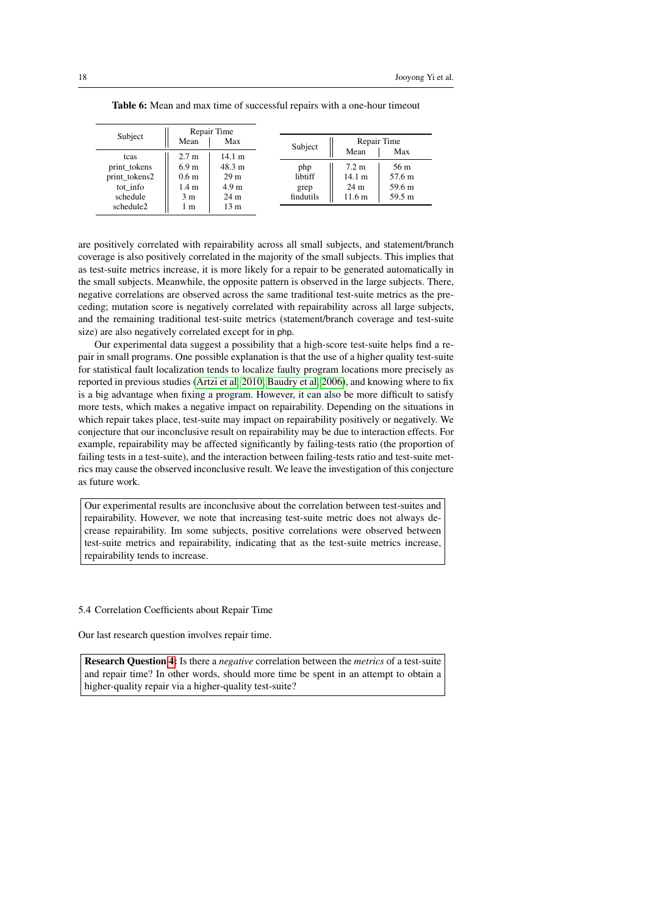**Table 6:** Mean and max time of successful repairs with a one-hour timeout

| Subject | Repair Time | |
|---|---|---|
| | Mean | Max |
| tcas | 2.7 m | 14.1 m |
| print_tokens | 6.9 m | 48.3 m |
| print_tokens2 | 0.6 m | 29 m |
| tot_info | 1.4 m | 4.9 m |
| schedule | 3 m | 24 m |
| schedule2 | 1 m | 13 m |

| Subject | Repair Time | |
|---|---|---|
| | Mean | Max |
| php | 7.2 m | 56 m |
| libtiff | 14.1 m | 57.6 m |
| grep | 24 m | 59.6 m |
| findutils | 11.6 m | 59.5 m |

are positively correlated with repairability across all small subjects, and statement/branch coverage is also positively correlated in the majority of the small subjects. This implies that as test-suite metrics increase, it is more likely for a repair to be generated automatically in the small subjects. Meanwhile, the opposite pattern is observed in the large subjects. There, negative correlations are observed across the same traditional test-suite metrics as the preceding; mutation score is negatively correlated with repairability across all large subjects, and the remaining traditional test-suite metrics (statement/branch coverage and test-suite size) are also negatively correlated except for in php.

Our experimental data suggest a possibility that a high-score test-suite helps find a repair in small programs. One possible explanation is that the use of a higher quality test-suite for statistical fault localization tends to localize faulty program locations more precisely as reported in previous studies (Artzi et al. 2010; Baudry et al. 2006), and knowing where to fix is a big advantage when fixing a program. However, it can also be more difficult to satisfy more tests, which makes a negative impact on repairability. Depending on the situations in which repair takes place, test-suite may impact on repairability positively or negatively. We conjecture that our inconclusive result on repairability may be due to interaction effects. For example, repairability may be affected significantly by failing-tests ratio (the proportion of failing tests in a test-suite), and the interaction between failing-tests ratio and test-suite metrics may cause the observed inconclusive result. We leave the investigation of this conjecture as future work.

> Our experimental results are inconclusive about the correlation between test-suites and repairability. However, we note that increasing test-suite metric does not always decrease repairability. Im some subjects, positive correlations were observed between test-suite metrics and repairability, indicating that as the test-suite metrics increase, repairability tends to increase.

### 5.4 Correlation Coefficients about Repair Time

Our last research question involves repair time.

> **Research Question 4:** Is there a *negative* correlation between the *metrics* of a test-suite and repair time? In other words, should more time be spent in an attempt to obtain a higher-quality repair via a higher-quality test-suite?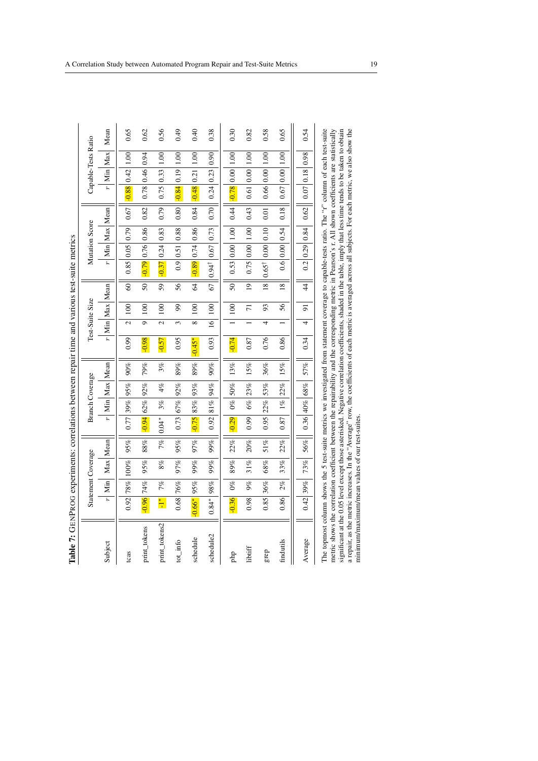**Table 7:** GenProg experiments: correlations between repair time and various test-suite metrics

| Subject | Statement Coverage | | | | Branch Coverage | | | | Test-Suite Size | | | | Mutation Score | | | | Capable-Tests Ratio | | | |
|---|---|---|---|---|---|---|---|---|---|---|---|---|---|---|---|---|---|---|---|---|
| | $r$ | Min | Max | Mean | $r$ | Min | Max | Mean | $r$ | Min | Max | Mean | $r$ | Min | Max | Mean | $r$ | Min | Max | Mean |
| tcas | 0.92 | 78% | 100% | 95% | 0.77 | 39% | 95% | 90% | 0.99 | 2 | 100 | 60 | 0.85 | 0.05 | 0.79 | 0.67 | -0.88 | 0.42 | 1.00 | 0.65 |
| print_tokens | -0.96 | 74% | 95% | 88% | -0.94 | 62% | 92% | 79% | -0.98 | 9 | 100 | 50 | -0.79 | 0.76 | 0.86 | 0.82 | 0.78 | 0.46 | 0.94 | 0.62 |
| print_tokens2 | -1* | 7% | 8% | 7% | 0.04* | 3% | 4% | 3% | -0.57 | 2 | 100 | 59 | -0.37 | 0.24 | 0.83 | 0.79 | 0.75 | 0.33 | 1.00 | 0.56 |
| tot_info | 0.68 | 76% | 97% | 95% | 0.73 | 67% | 92% | 89% | 0.95 | 3 | 99 | 56 | 0.9 | 0.51 | 0.88 | 0.80 | -0.84 | 0.19 | 1.00 | 0.49 |
| schedule | -0.66* | 95% | 99% | 97% | -0.75 | 83% | 93% | 89% | -0.45* | 8 | 100 | 64 | -0.89 | 0.74 | 0.86 | 0.84 | -0.48 | 0.21 | 1.00 | 0.40 |
| schedule2 | 0.84* | 98% | 99% | 99% | 0.92 | 81% | 94% | 90% | 0.93 | 16 | 100 | 67 | 0.94† | 0.67 | 0.73 | 0.70 | 0.24 | 0.23 | 0.90 | 0.38 |
| php | -0.36 | 0% | 89% | 22% | -0.29 | 0% | 50% | 13% | -0.74 | 1 | 100 | 50 | 0.53 | 0.00 | 1.00 | 0.44 | -0.78 | 0.00 | 1.00 | 0.30 |
| libtiff | 0.98 | 9% | 31% | 20% | 0.99 | 6% | 23% | 15% | 0.87 | 1 | 71 | 19 | 0.75 | 0.00 | 1.00 | 0.43 | 0.61 | 0.00 | 1.00 | 0.82 |
| grep | 0.85 | 36% | 68% | 51% | 0.95 | 22% | 53% | 36% | 0.76 | 4 | 93 | 18 | 0.65† | 0.00 | 0.10 | 0.01 | 0.66 | 0.00 | 1.00 | 0.58 |
| findutils | 0.86 | 2% | 33% | 22% | 0.87 | 1% | 22% | 15% | 0.86 | 1 | 56 | 18 | 0.6 | 0.00 | 0.54 | 0.18 | 0.67 | 0.00 | 1.00 | 0.65 |
| Average | 0.42 | 39% | 73% | 56% | 0.36 | 40% | 68% | 57% | 0.34 | 4 | 91 | 44 | 0.2 | 0.29 | 0.84 | 0.62 | 0.07 | 0.18 | 0.98 | 0.54 |

The topmost column shows the 5 test-suite metrics we investigated from statement coverage to capable-tests ratio. The "$r$" column of each test-suite metric shows the correlation coefficient between the repairability and the corresponding metric in Pearson's r. All shown coefficients are statistically significant at the 0.05 level except those asterisked. Negative correlation coefficients, shaded in the table, imply that less time tends to be taken to obtain a repair, as the metric increases. In the "Average" row, the coefficients of each metric is averaged across all subjects. For each metric, we also show the minimum/maximum/mean values of our test-suites.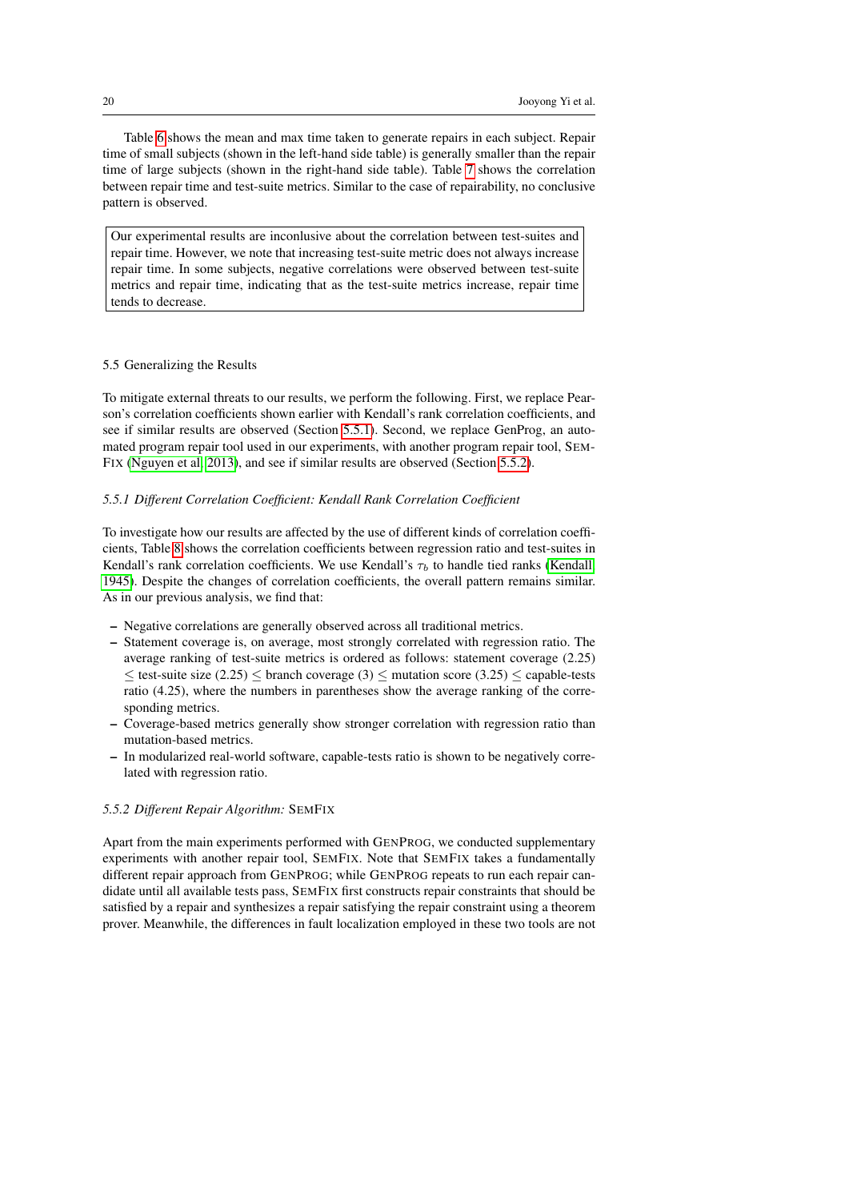Table 6 shows the mean and max time taken to generate repairs in each subject. Repair time of small subjects (shown in the left-hand side table) is generally smaller than the repair time of large subjects (shown in the right-hand side table). Table 7 shows the correlation between repair time and test-suite metrics. Similar to the case of repairability, no conclusive pattern is observed.

> Our experimental results are inconlusive about the correlation between test-suites and repair time. However, we note that increasing test-suite metric does not always increase repair time. In some subjects, negative correlations were observed between test-suite metrics and repair time, indicating that as the test-suite metrics increase, repair time tends to decrease.

## 5.5 Generalizing the Results

To mitigate external threats to our results, we perform the following. First, we replace Pearson's correlation coefficients shown earlier with Kendall's rank correlation coefficients, and see if similar results are observed (Section 5.5.1). Second, we replace GenProg, an automated program repair tool used in our experiments, with another program repair tool, SEMFIX (Nguyen et al, 2013), and see if similar results are observed (Section 5.5.2).

### *5.5.1 Different Correlation Coefficient: Kendall Rank Correlation Coefficient*

To investigate how our results are affected by the use of different kinds of correlation coefficients, Table 8 shows the correlation coefficients between regression ratio and test-suites in Kendall's rank correlation coefficients. We use Kendall's $\tau_b$ to handle tied ranks (Kendall 1945). Despite the changes of correlation coefficients, the overall pattern remains similar. As in our previous analysis, we find that:

- Negative correlations are generally observed across all traditional metrics.
- Statement coverage is, on average, most strongly correlated with regression ratio. The average ranking of test-suite metrics is ordered as follows: statement coverage (2.25) $\leq$ test-suite size (2.25) $\leq$ branch coverage (3) $\leq$ mutation score (3.25) $\leq$ capable-tests ratio (4.25), where the numbers in parentheses show the average ranking of the corresponding metrics.
- Coverage-based metrics generally show stronger correlation with regression ratio than mutation-based metrics.
- In modularized real-world software, capable-tests ratio is shown to be negatively correlated with regression ratio.

### *5.5.2 Different Repair Algorithm:* SEMFIX

Apart from the main experiments performed with GENPROG, we conducted supplementary experiments with another repair tool, SEMFIX. Note that SEMFIX takes a fundamentally different repair approach from GENPROG; while GENPROG repeats to run each repair candidate until all available tests pass, SEMFIX first constructs repair constraints that should be satisfied by a repair and synthesizes a repair satisfying the repair constraint using a theorem prover. Meanwhile, the differences in fault localization employed in these two tools are not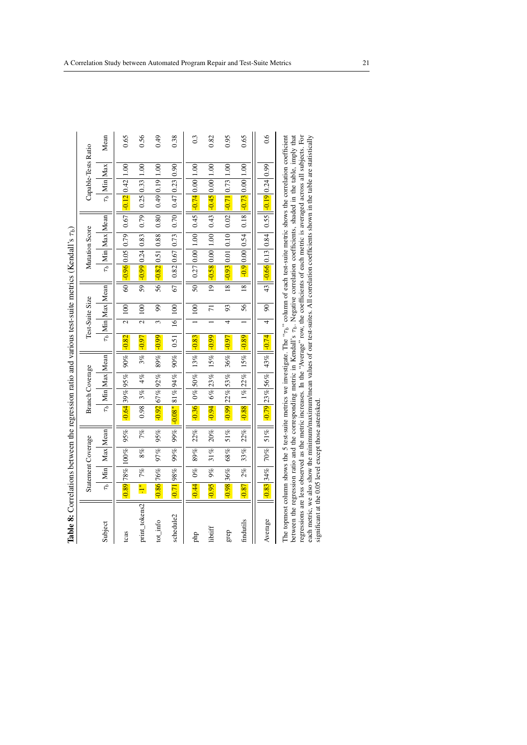**Table 8:** Correlations between the regression ratio and various test-suite metrics (Kendall's $\tau_b$)

| Subject | Statement Coverage | | | | Branch Coverage | | | | Test-Suite Size | | | | Mutation Score | | | | Capable-Tests Ratio | | | |
|---|---|---|---|---|---|---|---|---|---|---|---|---|---|---|---|---|---|---|---|---|
| | $\tau_b$ | Min | Max | Mean | $\tau_b$ | Min | Max | Mean | $\tau_b$ | Min | Max | Mean | $\tau_b$ | Min | Max | Mean | $\tau_b$ | Min | Max | Mean |
| tcas | -0.89 | 78% | 100% | 95% | -0.64 | 39% | 95% | 90% | -0.82 | 2 | 100 | 60 | -0.96 | 0.05 | 0.79 | 0.67 | -0.12 | 0.42 | 1.00 | 0.65 |
| print_tokens2 | -1* | 7% | 8% | 7% | 0.98 | 3% | 4% | 3% | -0.97 | 2 | 100 | 59 | -0.99 | 0.24 | 0.83 | 0.79 | 0.25 | 0.33 | 1.00 | 0.56 |
| tot_info | -0.86 | 76% | 97% | 95% | -0.92 | 67% | 92% | 89% | -0.99 | 3 | 99 | 56 | -0.82 | 0.51 | 0.88 | 0.80 | 0.49 | 0.19 | 1.00 | 0.49 |
| schedule2 | -0.71 | 98% | 99% | 99% | -0.08* | 81% | 94% | 90% | 0.51 | 16 | 100 | 67 | 0.82 | 0.67 | 0.73 | 0.70 | 0.47 | 0.23 | 0.90 | 0.38 |
| php | -0.44 | 0% | 89% | 22% | -0.36 | 0% | 50% | 13% | -0.83 | 1 | 100 | 50 | 0.27 | 0.00 | 1.00 | 0.45 | -0.74 | 0.00 | 1.00 | 0.3 |
| libtiff | -0.95 | 9% | 31% | 20% | -0.94 | 6% | 23% | 15% | -0.99 | 1 | 71 | 19 | -0.58 | 0.00 | 1.00 | 0.43 | -0.45 | 0.00 | 1.00 | 0.82 |
| grep | -0.98 | 36% | 68% | 51% | -0.99 | 22% | 53% | 36% | -0.97 | 4 | 93 | 18 | -0.93 | 0.01 | 0.10 | 0.02 | -0.71 | 0.73 | 1.00 | 0.95 |
| findutils | -0.87 | 2% | 33% | 22% | -0.88 | 1% | 22% | 15% | -0.89 | 1 | 56 | 18 | -0.9 | 0.00 | 0.54 | 0.18 | -0.73 | 0.00 | 1.00 | 0.65 |
| Average | -0.83 | 34% | 70% | 51% | -0.79 | 23% | 56% | 43% | -0.74 | 4 | 90 | 43 | -0.66 | 0.13 | 0.84 | 0.55 | -0.19 | 0.24 | 0.99 | 0.6 |

The topmost column shows the 5 test-suite metrics we investigate. The "$\tau_b$" column of each test-suite metric shows the correlation coefficient between the regression ratio and the corresponding metric in Kendall's $\tau_b$. Negative correlation coefficients, shaded in the table, imply that regressions are less observed as the metric increases. In the "Average" row, the coefficients of each metric is averaged across all subjects. For each metric, we also show the minimum/maximum/mean values of our test-suites. All correlation coefficients shown in the table are statistically significant at the 0.05 level except those asterisked.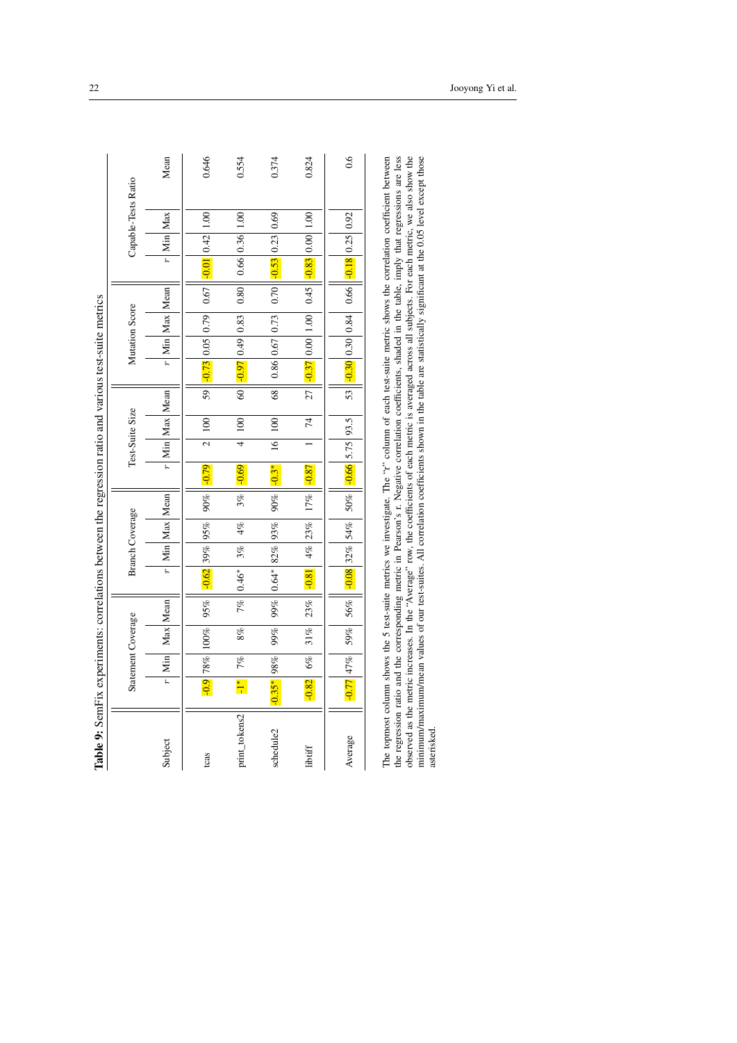**Table 9:** SemFix experiments: correlations between the regression ratio and various test-suite metrics

| Subject | Statement Coverage | | | | Branch Coverage | | | | Test-Suite Size | | | | Mutation Score | | | | Capable-Tests Ratio | | | |
|---|---|---|---|---|---|---|---|---|---|---|---|---|---|---|---|---|---|---|---|---|
| | $r$ | Min | Max | Mean | $r$ | Min | Max | Mean | $r$ | Min | Max | Mean | $r$ | Min | Max | Mean | $r$ | Min | Max | Mean |
| tcas | -0.9 | 78% | 100% | 95% | -0.62 | 39% | 95% | 90% | -0.79 | 2 | 100 | 59 | -0.73 | 0.05 | 0.79 | 0.67 | -0.01 | 0.42 | 1.00 | 0.646 |
| print_tokens2 | -1* | 7% | 8% | 7% | 0.46* | 3% | 4% | 3% | -0.69 | 4 | 100 | 60 | -0.97 | 0.49 | 0.83 | 0.80 | 0.66 | 0.36 | 1.00 | 0.554 |
| schedule2 | -0.35* | 98% | 99% | 99% | 0.64* | 82% | 93% | 90% | -0.3* | 16 | 100 | 68 | 0.86 | 0.67 | 0.73 | 0.70 | -0.53 | 0.23 | 0.69 | 0.374 |
| libtiff | -0.82 | 6% | 31% | 23% | -0.81 | 4% | 23% | 17% | -0.87 | 1 | 74 | 27 | -0.37 | 0.00 | 1.00 | 0.45 | -0.83 | 0.00 | 1.00 | 0.824 |
| Average | -0.77 | 47% | 59% | 56% | -0.08 | 32% | 54% | 50% | -0.66 | 5.75 | 93.5 | 53 | -0.30 | 0.30 | 0.84 | 0.66 | -0.18 | 0.25 | 0.92 | 0.6 |

The topmost column shows the 5 test-suite metrics we investigate. The "r" column of each test-suite metric shows the correlation coefficient between the regression ratio and the corresponding metric in Pearson's r. Negative correlation coefficients, shaded in the table, imply that regressions are less observed as the metric increases. In the "Average" row, the coefficients of each metric is averaged across all subjects. For each metric, we also show the minimum/maximum/mean values of our test-suites. All correlation coefficients shown in the table are statistically significant at the 0.05 level except those asterisked.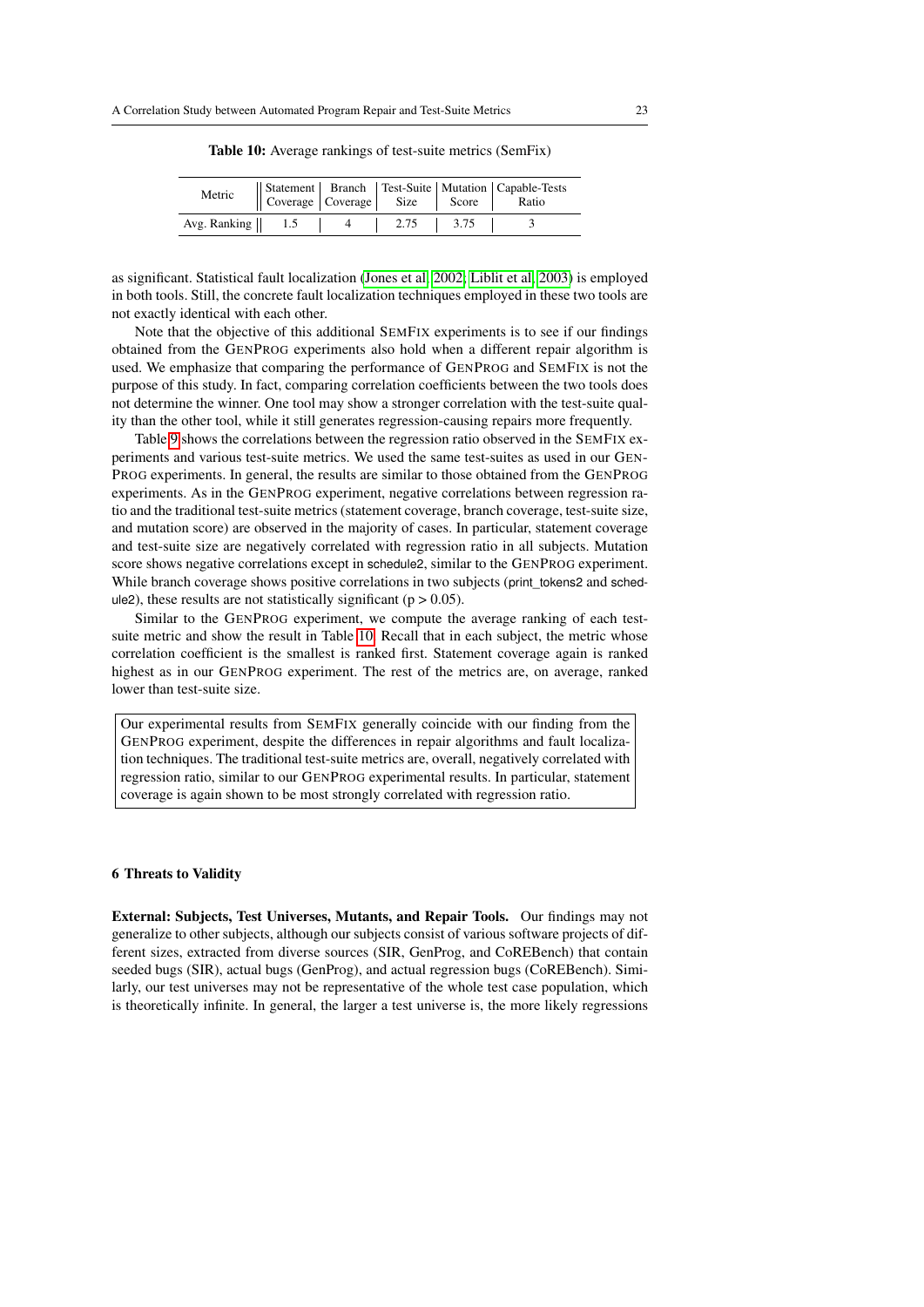**Table 10:** Average rankings of test-suite metrics (SemFix)

| Metric | Statement Coverage | Branch Coverage | Test-Suite Size | Mutation Score | Capable-Tests Ratio |
|---|---|---|---|---|---|
| Avg. Ranking | 1.5 | 4 | 2.75 | 3.75 | 3 |

as significant. Statistical fault localization (Jones et al, 2002; Liblit et al, 2003) is employed in both tools. Still, the concrete fault localization techniques employed in these two tools are not exactly identical with each other.

Note that the objective of this additional SEMFIX experiments is to see if our findings obtained from the GENPROG experiments also hold when a different repair algorithm is used. We emphasize that comparing the performance of GENPROG and SEMFIX is not the purpose of this study. In fact, comparing correlation coefficients between the two tools does not determine the winner. One tool may show a stronger correlation with the test-suite quality than the other tool, while it still generates regression-causing repairs more frequently.

Table 9 shows the correlations between the regression ratio observed in the SEMFIX experiments and various test-suite metrics. We used the same test-suites as used in our GENPROG experiments. In general, the results are similar to those obtained from the GENPROG experiments. As in the GENPROG experiment, negative correlations between regression ratio and the traditional test-suite metrics (statement coverage, branch coverage, test-suite size, and mutation score) are observed in the majority of cases. In particular, statement coverage and test-suite size are negatively correlated with regression ratio in all subjects. Mutation score shows negative correlations except in schedule2, similar to the GENPROG experiment. While branch coverage shows positive correlations in two subjects (print_tokens2 and schedule2), these results are not statistically significant ($p > 0.05$).

Similar to the GENPROG experiment, we compute the average ranking of each test-suite metric and show the result in Table 10. Recall that in each subject, the metric whose correlation coefficient is the smallest is ranked first. Statement coverage again is ranked highest as in our GENPROG experiment. The rest of the metrics are, on average, ranked lower than test-suite size.

> Our experimental results from SEMFIX generally coincide with our finding from the GENPROG experiment, despite the differences in repair algorithms and fault localization techniques. The traditional test-suite metrics are, overall, negatively correlated with regression ratio, similar to our GENPROG experimental results. In particular, statement coverage is again shown to be most strongly correlated with regression ratio.

## 6 Threats to Validity

**External: Subjects, Test Universes, Mutants, and Repair Tools.** Our findings may not generalize to other subjects, although our subjects consist of various software projects of different sizes, extracted from diverse sources (SIR, GenProg, and COREBench) that contain seeded bugs (SIR), actual bugs (GenProg), and actual regression bugs (COREBench). Similarly, our test universes may not be representative of the whole test case population, which is theoretically infinite. In general, the larger a test universe is, the more likely regressions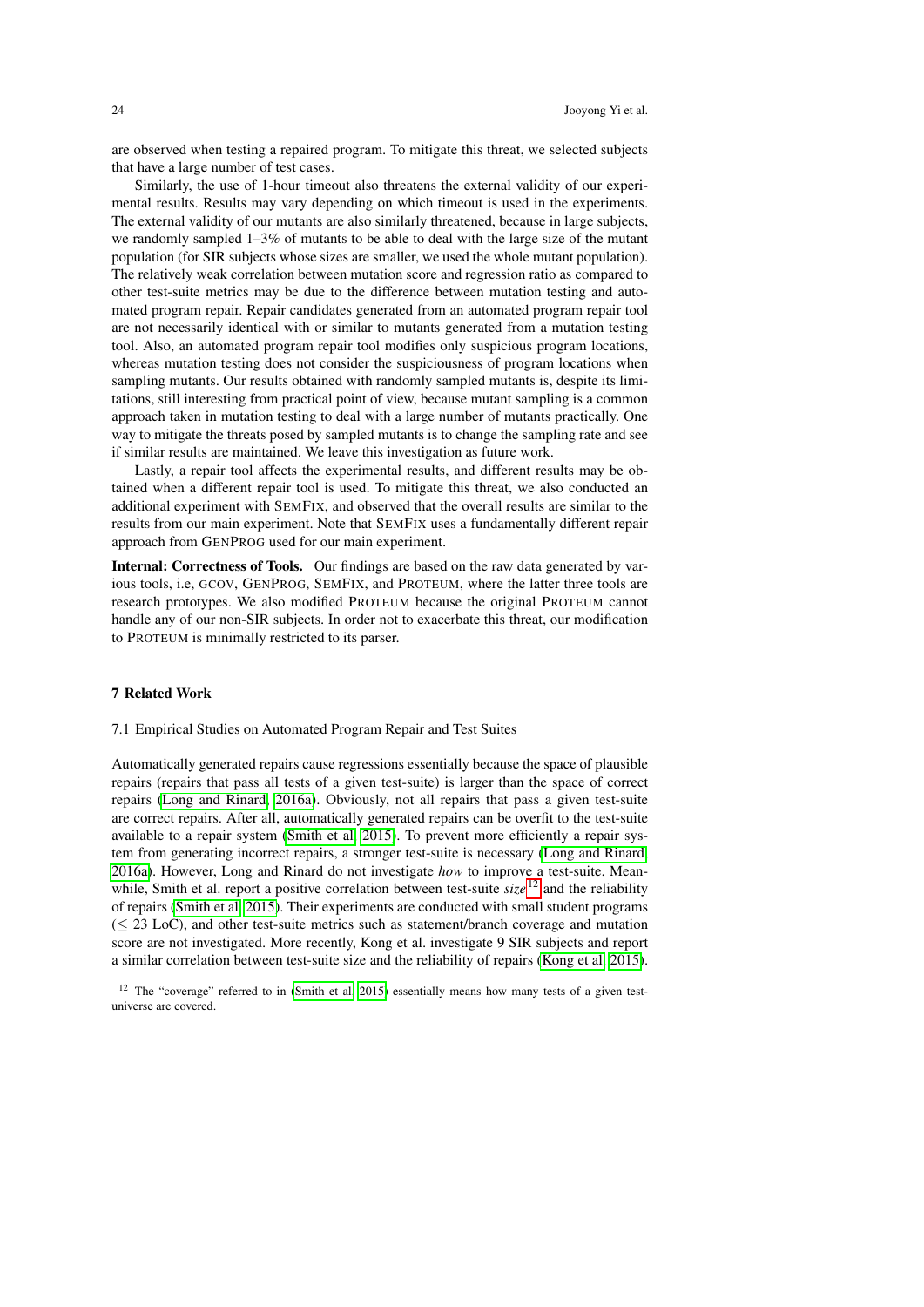are observed when testing a repaired program. To mitigate this threat, we selected subjects that have a large number of test cases.

Similarly, the use of 1-hour timeout also threatens the external validity of our experimental results. Results may vary depending on which timeout is used in the experiments. The external validity of our mutants are also similarly threatened, because in large subjects, we randomly sampled 1–3% of mutants to be able to deal with the large size of the mutant population (for SIR subjects whose sizes are smaller, we used the whole mutant population). The relatively weak correlation between mutation score and regression ratio as compared to other test-suite metrics may be due to the difference between mutation testing and automated program repair. Repair candidates generated from an automated program repair tool are not necessarily identical with or similar to mutants generated from a mutation testing tool. Also, an automated program repair tool modifies only suspicious program locations, whereas mutation testing does not consider the suspiciousness of program locations when sampling mutants. Our results obtained with randomly sampled mutants is, despite its limitations, still interesting from practical point of view, because mutant sampling is a common approach taken in mutation testing to deal with a large number of mutants practically. One way to mitigate the threats posed by sampled mutants is to change the sampling rate and see if similar results are maintained. We leave this investigation as future work.

Lastly, a repair tool affects the experimental results, and different results may be obtained when a different repair tool is used. To mitigate this threat, we also conducted an additional experiment with SEMFIX, and observed that the overall results are similar to the results from our main experiment. Note that SEMFIX uses a fundamentally different repair approach from GENPROG used for our main experiment.

**Internal: Correctness of Tools.** Our findings are based on the raw data generated by various tools, i.e, GCOV, GENPROG, SEMFIX, and PROTEUM, where the latter three tools are research prototypes. We also modified PROTEUM because the original PROTEUM cannot handle any of our non-SIR subjects. In order not to exacerbate this threat, our modification to PROTEUM is minimally restricted to its parser.

## 7 Related Work

### 7.1 Empirical Studies on Automated Program Repair and Test Suites

Automatically generated repairs cause regressions essentially because the space of plausible repairs (repairs that pass all tests of a given test-suite) is larger than the space of correct repairs (Long and Rinard, 2016a). Obviously, not all repairs that pass a given test-suite are correct repairs. After all, automatically generated repairs can be overfit to the test-suite available to a repair system (Smith et al, 2015). To prevent more efficiently a repair system from generating incorrect repairs, a stronger test-suite is necessary (Long and Rinard, 2016a). However, Long and Rinard do not investigate *how* to improve a test-suite. Meanwhile, Smith et al. report a positive correlation between test-suite *size*[12] and the reliability of repairs (Smith et al, 2015). Their experiments are conducted with small student programs ($\leq$ 23 LoC), and other test-suite metrics such as statement/branch coverage and mutation score are not investigated. More recently, Kong et al. investigate 9 SIR subjects and report a similar correlation between test-suite size and the reliability of repairs (Kong et al, 2015).

[12] The "coverage" referred to in (Smith et al, 2015) essentially means how many tests of a given test-universe are covered.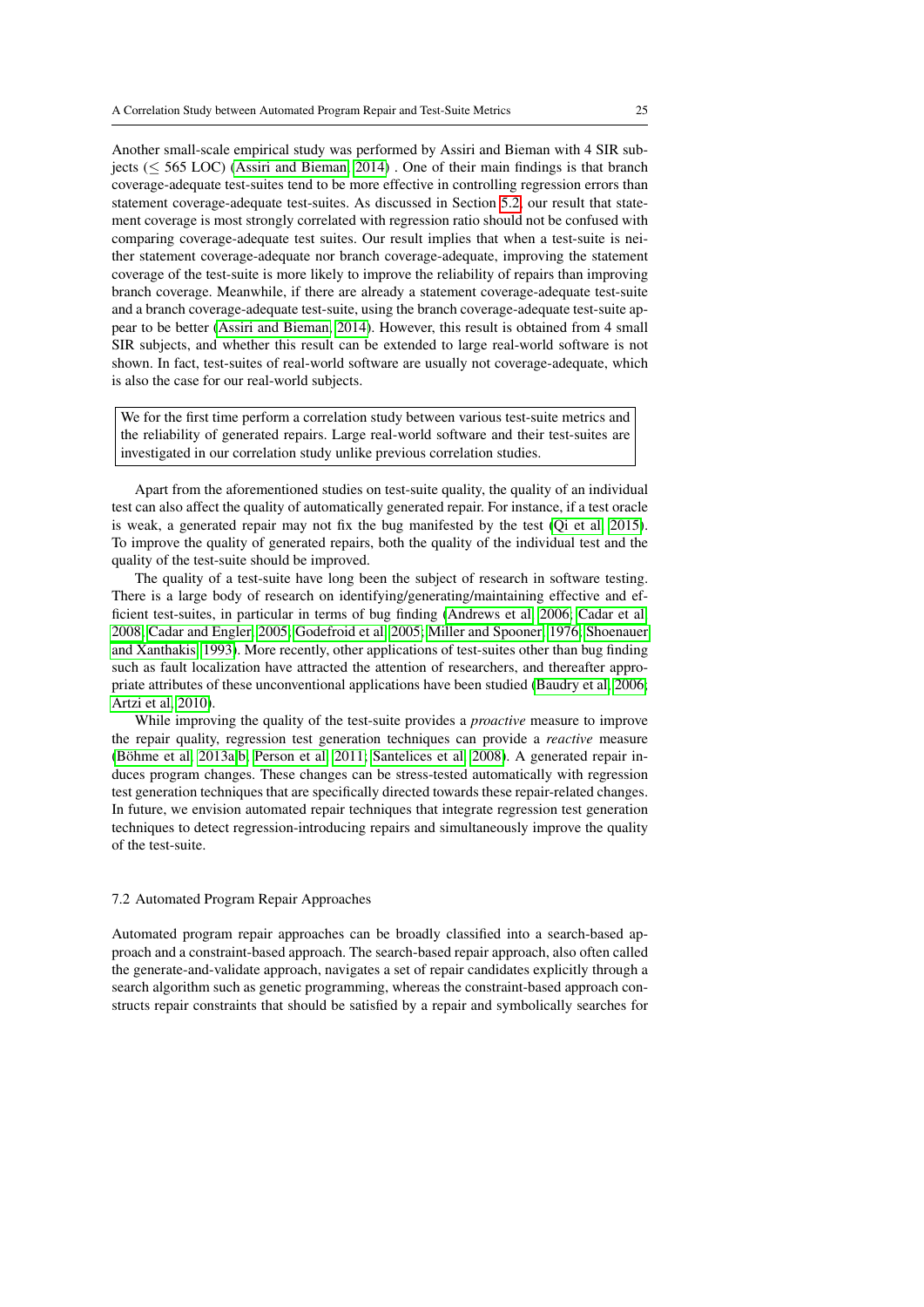Another small-scale empirical study was performed by Assiri and Bieman with 4 SIR subjects ($\leq$ 565 LOC) (Assiri and Bieman, 2014) . One of their main findings is that branch coverage-adequate test-suites tend to be more effective in controlling regression errors than statement coverage-adequate test-suites. As discussed in Section 5.2, our result that statement coverage is most strongly correlated with regression ratio should not be confused with comparing coverage-adequate test suites. Our result implies that when a test-suite is neither statement coverage-adequate nor branch coverage-adequate, improving the statement coverage of the test-suite is more likely to improve the reliability of repairs than improving branch coverage. Meanwhile, if there are already a statement coverage-adequate test-suite and a branch coverage-adequate test-suite, using the branch coverage-adequate test-suite appear to be better (Assiri and Bieman, 2014). However, this result is obtained from 4 small SIR subjects, and whether this result can be extended to large real-world software is not shown. In fact, test-suites of real-world software are usually not coverage-adequate, which is also the case for our real-world subjects.

> We for the first time perform a correlation study between various test-suite metrics and the reliability of generated repairs. Large real-world software and their test-suites are investigated in our correlation study unlike previous correlation studies.

Apart from the aforementioned studies on test-suite quality, the quality of an individual test can also affect the quality of automatically generated repair. For instance, if a test oracle is weak, a generated repair may not fix the bug manifested by the test (Qi et al, 2015). To improve the quality of generated repairs, both the quality of the individual test and the quality of the test-suite should be improved.

The quality of a test-suite have long been the subject of research in software testing. There is a large body of research on identifying/generating/maintaining effective and efficient test-suites, in particular in terms of bug finding (Andrews et al, 2006; Cadar et al, 2008; Cadar and Engler, 2005; Godefroid et al, 2005; Miller and Spooner, 1976; Shoenauer and Xanthakis, 1993). More recently, other applications of test-suites other than bug finding such as fault localization have attracted the attention of researchers, and thereafter appropriate attributes of these unconventional applications have been studied (Baudry et al, 2006; Artzi et al, 2010).

While improving the quality of the test-suite provides a *proactive* measure to improve the repair quality, regression test generation techniques can provide a *reactive* measure (Böhme et al, 2013a,b; Person et al, 2011; Santelices et al, 2008). A generated repair induces program changes. These changes can be stress-tested automatically with regression test generation techniques that are specifically directed towards these repair-related changes. In future, we envision automated repair techniques that integrate regression test generation techniques to detect regression-introducing repairs and simultaneously improve the quality of the test-suite.

### 7.2 Automated Program Repair Approaches

Automated program repair approaches can be broadly classified into a search-based approach and a constraint-based approach. The search-based repair approach, also often called the generate-and-validate approach, navigates a set of repair candidates explicitly through a search algorithm such as genetic programming, whereas the constraint-based approach constructs repair constraints that should be satisfied by a repair and symbolically searches for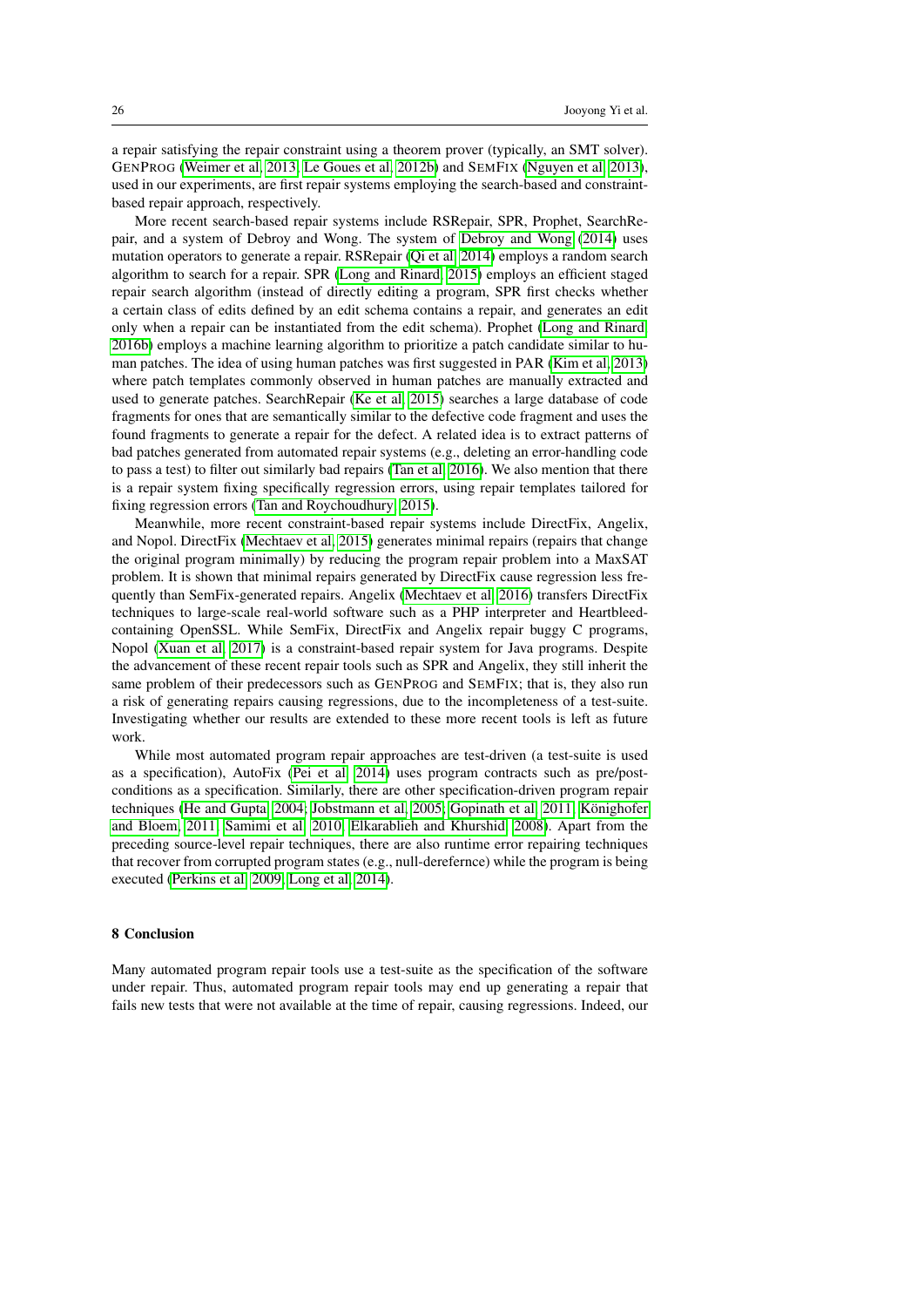a repair satisfying the repair constraint using a theorem prover (typically, an SMT solver). GenProg (Weimer et al. 2013; Le Goues et al. 2012b) and SemFix (Nguyen et al. 2013), used in our experiments, are first repair systems employing the search-based and constraint-based repair approach, respectively.

More recent search-based repair systems include RSRepair, SPR, Prophet, SearchRepair, and a system of Debroy and Wong. The system of Debroy and Wong (2014) uses mutation operators to generate a repair. RSRepair (Qi et al. 2014) employs a random search algorithm to search for a repair. SPR (Long and Rinard 2015) employs an efficient staged repair search algorithm (instead of directly editing a program, SPR first checks whether a certain class of edits defined by an edit schema contains a repair, and generates an edit only when a repair can be instantiated from the edit schema). Prophet (Long and Rinard 2016b) employs a machine learning algorithm to prioritize a patch candidate similar to human patches. The idea of using human patches was first suggested in PAR (Kim et al. 2013) where patch templates commonly observed in human patches are manually extracted and used to generate patches. SearchRepair (Ke et al. 2015) searches a large database of code fragments for ones that are semantically similar to the defective code fragment and uses the found fragments to generate a repair for the defect. A related idea is to extract patterns of bad patches generated from automated repair systems (e.g., deleting an error-handling code to pass a test) to filter out similarly bad repairs (Tan et al. 2016). We also mention that there is a repair system fixing specifically regression errors, using repair templates tailored for fixing regression errors (Tan and Roychoudhury 2015).

Meanwhile, more recent constraint-based repair systems include DirectFix, Angelix, and Nopol. DirectFix (Mechtaev et al. 2015) generates minimal repairs (repairs that change the original program minimally) by reducing the program repair problem into a MaxSAT problem. It is shown that minimal repairs generated by DirectFix cause regression less frequently than SemFix-generated repairs. Angelix (Mechtaev et al. 2016) transfers DirectFix techniques to large-scale real-world software such as a PHP interpreter and Heartbleed-containing OpenSSL. While SemFix, DirectFix and Angelix repair buggy C programs, Nopol (Xuan et al. 2017) is a constraint-based repair system for Java programs. Despite the advancement of these recent repair tools such as SPR and Angelix, they still inherit the same problem of their predecessors such as GenProg and SemFix; that is, they also run a risk of generating repairs causing regressions, due to the incompleteness of a test-suite. Investigating whether our results are extended to these more recent tools is left as future work.

While most automated program repair approaches are test-driven (a test-suite is used as a specification), AutoFix (Pei et al. 2014) uses program contracts such as pre/post-conditions as a specification. Similarly, there are other specification-driven program repair techniques (He and Gupta 2004; Jobstmann et al. 2005; Gopinath et al. 2011; Könighofer and Bloem 2011; Samimi et al. 2010; Elkarablieh and Khurshid 2008). Apart from the preceding source-level repair techniques, there are also runtime error repairing techniques that recover from corrupted program states (e.g., null-derefernce) while the program is being executed (Perkins et al. 2009; Long et al. 2014).

## 8 Conclusion

Many automated program repair tools use a test-suite as the specification of the software under repair. Thus, automated program repair tools may end up generating a repair that fails new tests that were not available at the time of repair, causing regressions. Indeed, our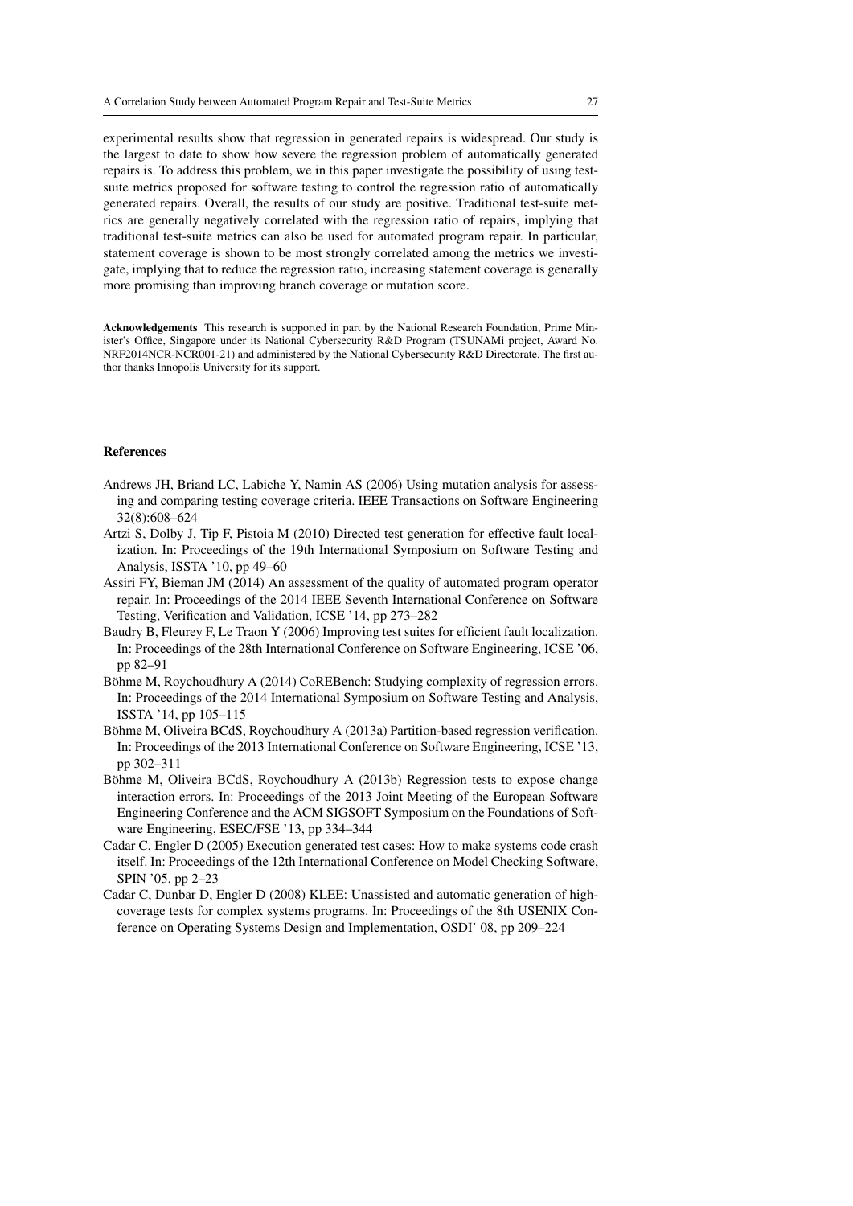experimental results show that regression in generated repairs is widespread. Our study is the largest to date to show how severe the regression problem of automatically generated repairs is. To address this problem, we in this paper investigate the possibility of using test-suite metrics proposed for software testing to control the regression ratio of automatically generated repairs. Overall, the results of our study are positive. Traditional test-suite metrics are generally negatively correlated with the regression ratio of repairs, implying that traditional test-suite metrics can also be used for automated program repair. In particular, statement coverage is shown to be most strongly correlated among the metrics we investigate, implying that to reduce the regression ratio, increasing statement coverage is generally more promising than improving branch coverage or mutation score.

**Acknowledgements** This research is supported in part by the National Research Foundation, Prime Minister's Office, Singapore under its National Cybersecurity R&D Program (TSUNAMi project, Award No. NRF2014NCR-NCR001-21) and administered by the National Cybersecurity R&D Directorate. The first author thanks Innopolis University for its support.

## References

Andrews JH, Briand LC, Labiche Y, Namin AS (2006) Using mutation analysis for assessing and comparing testing coverage criteria. IEEE Transactions on Software Engineering 32(8):608–624

Artzi S, Dolby J, Tip F, Pistoia M (2010) Directed test generation for effective fault localization. In: Proceedings of the 19th International Symposium on Software Testing and Analysis, ISSTA '10, pp 49–60

Assiri FY, Bieman JM (2014) An assessment of the quality of automated program operator repair. In: Proceedings of the 2014 IEEE Seventh International Conference on Software Testing, Verification and Validation, ICSE '14, pp 273–282

Baudry B, Fleurey F, Le Traon Y (2006) Improving test suites for efficient fault localization. In: Proceedings of the 28th International Conference on Software Engineering, ICSE '06, pp 82–91

Böhme M, Roychoudhury A (2014) CoREBench: Studying complexity of regression errors. In: Proceedings of the 2014 International Symposium on Software Testing and Analysis, ISSTA '14, pp 105–115

Böhme M, Oliveira BCdS, Roychoudhury A (2013a) Partition-based regression verification. In: Proceedings of the 2013 International Conference on Software Engineering, ICSE '13, pp 302–311

Böhme M, Oliveira BCdS, Roychoudhury A (2013b) Regression tests to expose change interaction errors. In: Proceedings of the 2013 Joint Meeting of the European Software Engineering Conference and the ACM SIGSOFT Symposium on the Foundations of Software Engineering, ESEC/FSE '13, pp 334–344

Cadar C, Engler D (2005) Execution generated test cases: How to make systems code crash itself. In: Proceedings of the 12th International Conference on Model Checking Software, SPIN '05, pp 2–23

Cadar C, Dunbar D, Engler D (2008) KLEE: Unassisted and automatic generation of high-coverage tests for complex systems programs. In: Proceedings of the 8th USENIX Conference on Operating Systems Design and Implementation, OSDI' 08, pp 209–224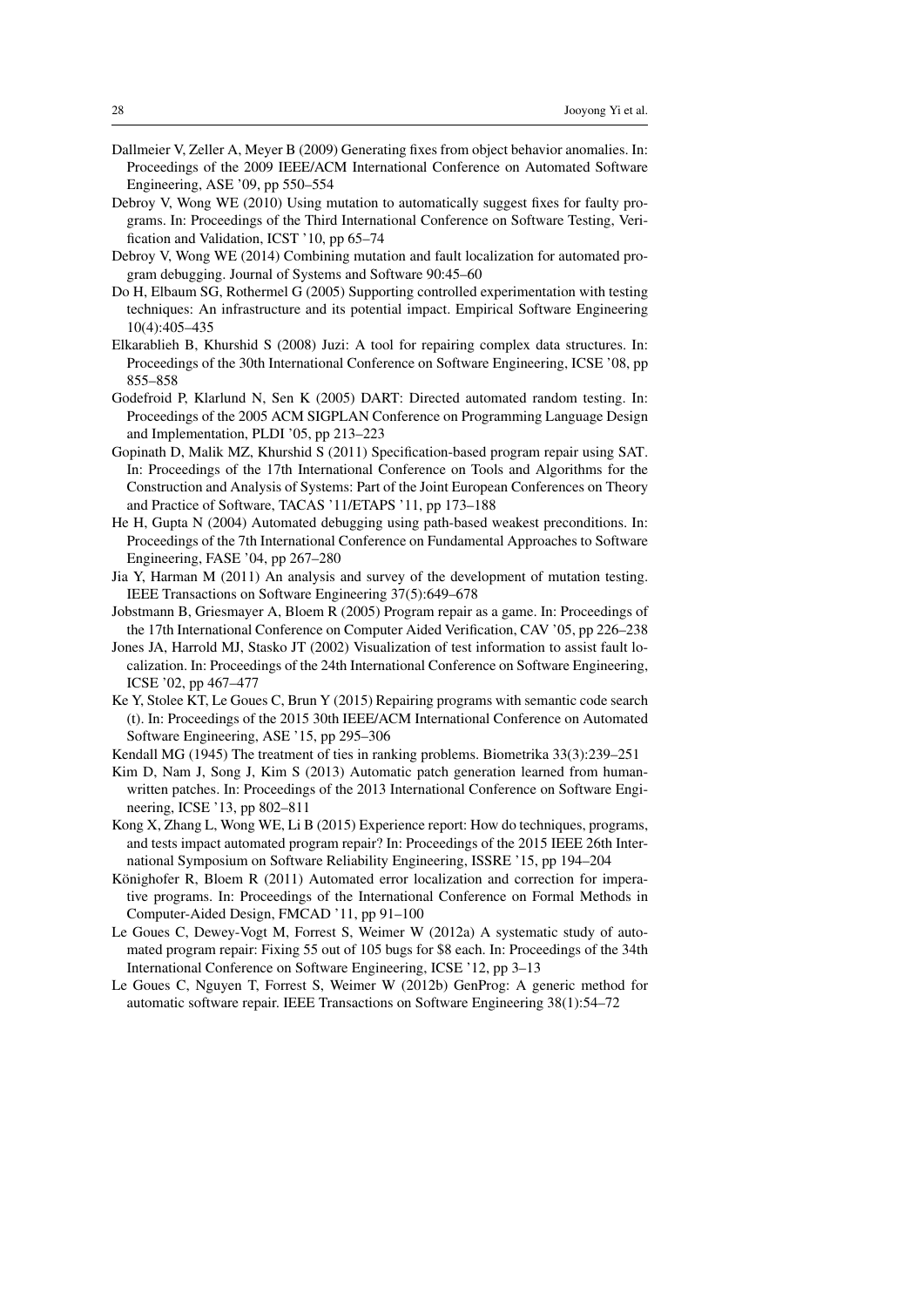Dallmeier V, Zeller A, Meyer B (2009) Generating fixes from object behavior anomalies. In: Proceedings of the 2009 IEEE/ACM International Conference on Automated Software Engineering, ASE '09, pp 550–554

Debroy V, Wong WE (2010) Using mutation to automatically suggest fixes for faulty programs. In: Proceedings of the Third International Conference on Software Testing, Verification and Validation, ICST '10, pp 65–74

Debroy V, Wong WE (2014) Combining mutation and fault localization for automated program debugging. Journal of Systems and Software 90:45–60

Do H, Elbaum SG, Rothermel G (2005) Supporting controlled experimentation with testing techniques: An infrastructure and its potential impact. Empirical Software Engineering 10(4):405–435

Elkarablieh B, Khurshid S (2008) Juzi: A tool for repairing complex data structures. In: Proceedings of the 30th International Conference on Software Engineering, ICSE '08, pp 855–858

Godefroid P, Klarlund N, Sen K (2005) DART: Directed automated random testing. In: Proceedings of the 2005 ACM SIGPLAN Conference on Programming Language Design and Implementation, PLDI '05, pp 213–223

Gopinath D, Malik MZ, Khurshid S (2011) Specification-based program repair using SAT. In: Proceedings of the 17th International Conference on Tools and Algorithms for the Construction and Analysis of Systems: Part of the Joint European Conferences on Theory and Practice of Software, TACAS '11/ETAPS '11, pp 173–188

He H, Gupta N (2004) Automated debugging using path-based weakest preconditions. In: Proceedings of the 7th International Conference on Fundamental Approaches to Software Engineering, FASE '04, pp 267–280

Jia Y, Harman M (2011) An analysis and survey of the development of mutation testing. IEEE Transactions on Software Engineering 37(5):649–678

Jobstmann B, Griesmayer A, Bloem R (2005) Program repair as a game. In: Proceedings of the 17th International Conference on Computer Aided Verification, CAV '05, pp 226–238

Jones JA, Harrold MJ, Stasko JT (2002) Visualization of test information to assist fault localization. In: Proceedings of the 24th International Conference on Software Engineering, ICSE '02, pp 467–477

Ke Y, Stolee KT, Le Goues C, Brun Y (2015) Repairing programs with semantic code search (t). In: Proceedings of the 2015 30th IEEE/ACM International Conference on Automated Software Engineering, ASE '15, pp 295–306

Kendall MG (1945) The treatment of ties in ranking problems. Biometrika 33(3):239–251

Kim D, Nam J, Song J, Kim S (2013) Automatic patch generation learned from human-written patches. In: Proceedings of the 2013 International Conference on Software Engineering, ICSE '13, pp 802–811

Kong X, Zhang L, Wong WE, Li B (2015) Experience report: How do techniques, programs, and tests impact automated program repair? In: Proceedings of the 2015 IEEE 26th International Symposium on Software Reliability Engineering, ISSRE '15, pp 194–204

Könighofer R, Bloem R (2011) Automated error localization and correction for imperative programs. In: Proceedings of the International Conference on Formal Methods in Computer-Aided Design, FMCAD '11, pp 91–100

Le Goues C, Dewey-Vogt M, Forrest S, Weimer W (2012a) A systematic study of automated program repair: Fixing 55 out of 105 bugs for $8 each. In: Proceedings of the 34th International Conference on Software Engineering, ICSE '12, pp 3–13

Le Goues C, Nguyen T, Forrest S, Weimer W (2012b) GenProg: A generic method for automatic software repair. IEEE Transactions on Software Engineering 38(1):54–72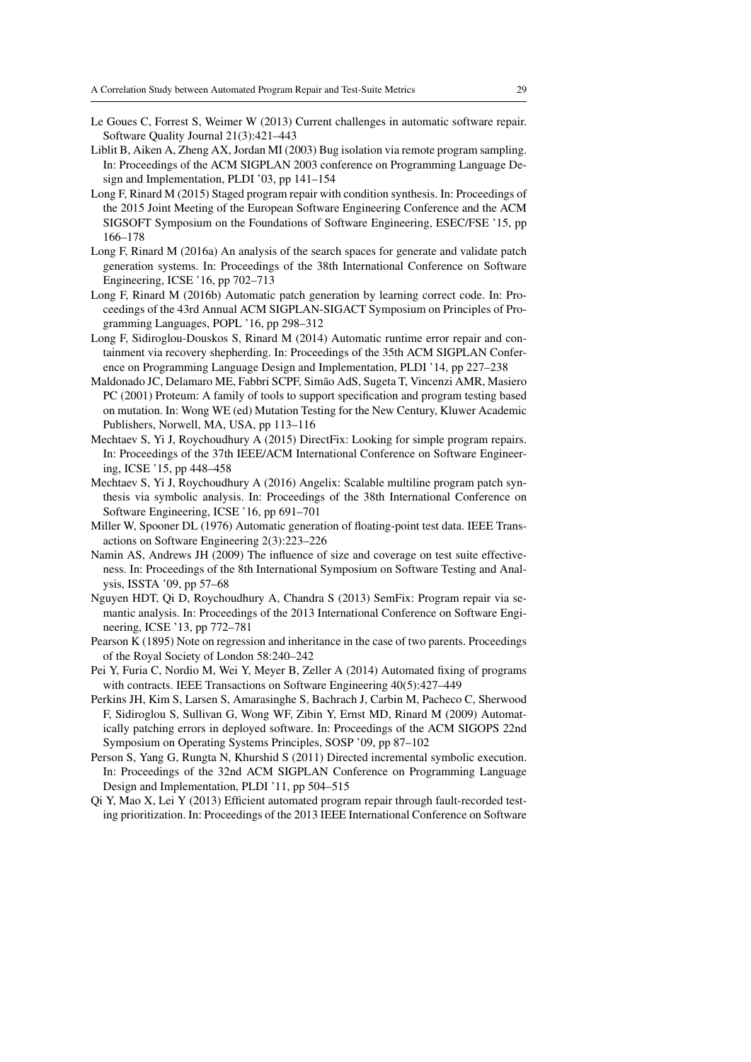Le Goues C, Forrest S, Weimer W (2013) Current challenges in automatic software repair. Software Quality Journal 21(3):421–443

Liblit B, Aiken A, Zheng AX, Jordan MI (2003) Bug isolation via remote program sampling. In: Proceedings of the ACM SIGPLAN 2003 conference on Programming Language Design and Implementation, PLDI '03, pp 141–154

Long F, Rinard M (2015) Staged program repair with condition synthesis. In: Proceedings of the 2015 Joint Meeting of the European Software Engineering Conference and the ACM SIGSOFT Symposium on the Foundations of Software Engineering, ESEC/FSE '15, pp 166–178

Long F, Rinard M (2016a) An analysis of the search spaces for generate and validate patch generation systems. In: Proceedings of the 38th International Conference on Software Engineering, ICSE '16, pp 702–713

Long F, Rinard M (2016b) Automatic patch generation by learning correct code. In: Proceedings of the 43rd Annual ACM SIGPLAN-SIGACT Symposium on Principles of Programming Languages, POPL '16, pp 298–312

Long F, Sidiroglou-Douskos S, Rinard M (2014) Automatic runtime error repair and containment via recovery shepherding. In: Proceedings of the 35th ACM SIGPLAN Conference on Programming Language Design and Implementation, PLDI '14, pp 227–238

Maldonado JC, Delamaro ME, Fabbri SCPF, Simão AdS, Sugeta T, Vincenzi AMR, Masiero PC (2001) Proteum: A family of tools to support specification and program testing based on mutation. In: Wong WE (ed) Mutation Testing for the New Century, Kluwer Academic Publishers, Norwell, MA, USA, pp 113–116

Mechtaev S, Yi J, Roychoudhury A (2015) DirectFix: Looking for simple program repairs. In: Proceedings of the 37th IEEE/ACM International Conference on Software Engineering, ICSE '15, pp 448–458

Mechtaev S, Yi J, Roychoudhury A (2016) Angelix: Scalable multiline program patch synthesis via symbolic analysis. In: Proceedings of the 38th International Conference on Software Engineering, ICSE '16, pp 691–701

Miller W, Spooner DL (1976) Automatic generation of floating-point test data. IEEE Transactions on Software Engineering 2(3):223–226

Namin AS, Andrews JH (2009) The influence of size and coverage on test suite effectiveness. In: Proceedings of the 8th International Symposium on Software Testing and Analysis, ISSTA '09, pp 57–68

Nguyen HDT, Qi D, Roychoudhury A, Chandra S (2013) SemFix: Program repair via semantic analysis. In: Proceedings of the 2013 International Conference on Software Engineering, ICSE '13, pp 772–781

Pearson K (1895) Note on regression and inheritance in the case of two parents. Proceedings of the Royal Society of London 58:240–242

Pei Y, Furia C, Nordio M, Wei Y, Meyer B, Zeller A (2014) Automated fixing of programs with contracts. IEEE Transactions on Software Engineering 40(5):427–449

Perkins JH, Kim S, Larsen S, Amarasinghe S, Bachrach J, Carbin M, Pacheco C, Sherwood F, Sidiroglou S, Sullivan G, Wong WF, Zibin Y, Ernst MD, Rinard M (2009) Automatically patching errors in deployed software. In: Proceedings of the ACM SIGOPS 22nd Symposium on Operating Systems Principles, SOSP '09, pp 87–102

Person S, Yang G, Rungta N, Khurshid S (2011) Directed incremental symbolic execution. In: Proceedings of the 32nd ACM SIGPLAN Conference on Programming Language Design and Implementation, PLDI '11, pp 504–515

Qi Y, Mao X, Lei Y (2013) Efficient automated program repair through fault-recorded testing prioritization. In: Proceedings of the 2013 IEEE International Conference on Software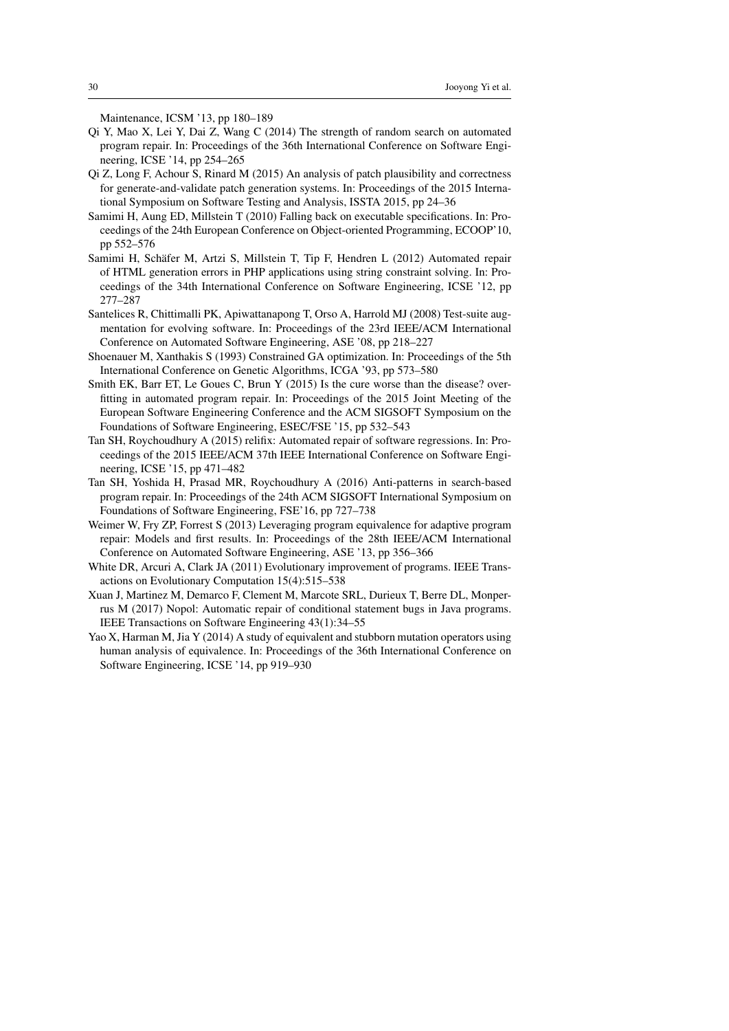Maintenance, ICSM '13, pp 180–189

Qi Y, Mao X, Lei Y, Dai Z, Wang C (2014) The strength of random search on automated program repair. In: Proceedings of the 36th International Conference on Software Engineering, ICSE '14, pp 254–265

Qi Z, Long F, Achour S, Rinard M (2015) An analysis of patch plausibility and correctness for generate-and-validate patch generation systems. In: Proceedings of the 2015 International Symposium on Software Testing and Analysis, ISSTA 2015, pp 24–36

Samimi H, Aung ED, Millstein T (2010) Falling back on executable specifications. In: Proceedings of the 24th European Conference on Object-oriented Programming, ECOOP'10, pp 552–576

Samimi H, Schäfer M, Artzi S, Millstein T, Tip F, Hendren L (2012) Automated repair of HTML generation errors in PHP applications using string constraint solving. In: Proceedings of the 34th International Conference on Software Engineering, ICSE '12, pp 277–287

Santelices R, Chittimalli PK, Apiwattanapong T, Orso A, Harrold MJ (2008) Test-suite augmentation for evolving software. In: Proceedings of the 23rd IEEE/ACM International Conference on Automated Software Engineering, ASE '08, pp 218–227

Shoenauer M, Xanthakis S (1993) Constrained GA optimization. In: Proceedings of the 5th International Conference on Genetic Algorithms, ICGA '93, pp 573–580

Smith EK, Barr ET, Le Goues C, Brun Y (2015) Is the cure worse than the disease? overfitting in automated program repair. In: Proceedings of the 2015 Joint Meeting of the European Software Engineering Conference and the ACM SIGSOFT Symposium on the Foundations of Software Engineering, ESEC/FSE '15, pp 532–543

Tan SH, Roychoudhury A (2015) relifix: Automated repair of software regressions. In: Proceedings of the 2015 IEEE/ACM 37th IEEE International Conference on Software Engineering, ICSE '15, pp 471–482

Tan SH, Yoshida H, Prasad MR, Roychoudhury A (2016) Anti-patterns in search-based program repair. In: Proceedings of the 24th ACM SIGSOFT International Symposium on Foundations of Software Engineering, FSE'16, pp 727–738

Weimer W, Fry ZP, Forrest S (2013) Leveraging program equivalence for adaptive program repair: Models and first results. In: Proceedings of the 28th IEEE/ACM International Conference on Automated Software Engineering, ASE '13, pp 356–366

White DR, Arcuri A, Clark JA (2011) Evolutionary improvement of programs. IEEE Transactions on Evolutionary Computation 15(4):515–538

Xuan J, Martinez M, Demarco F, Clement M, Marcote SRL, Durieux T, Berre DL, Monperrus M (2017) Nopol: Automatic repair of conditional statement bugs in Java programs. IEEE Transactions on Software Engineering 43(1):34–55

Yao X, Harman M, Jia Y (2014) A study of equivalent and stubborn mutation operators using human analysis of equivalence. In: Proceedings of the 36th International Conference on Software Engineering, ICSE '14, pp 919–930